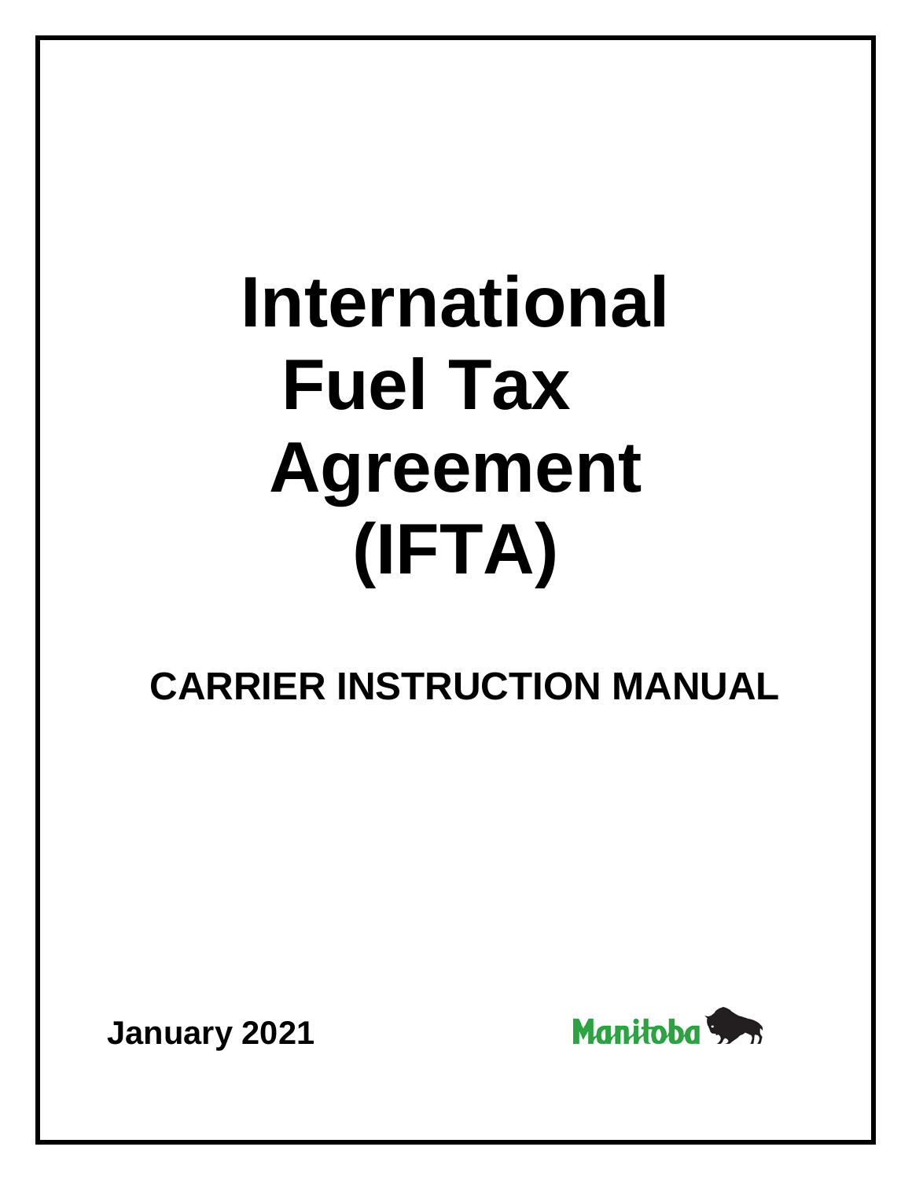# International Fuel Tax Agreement (IFTA)

## CARRIER INSTRUCTION MANUAL

**January 2021**

Manitoba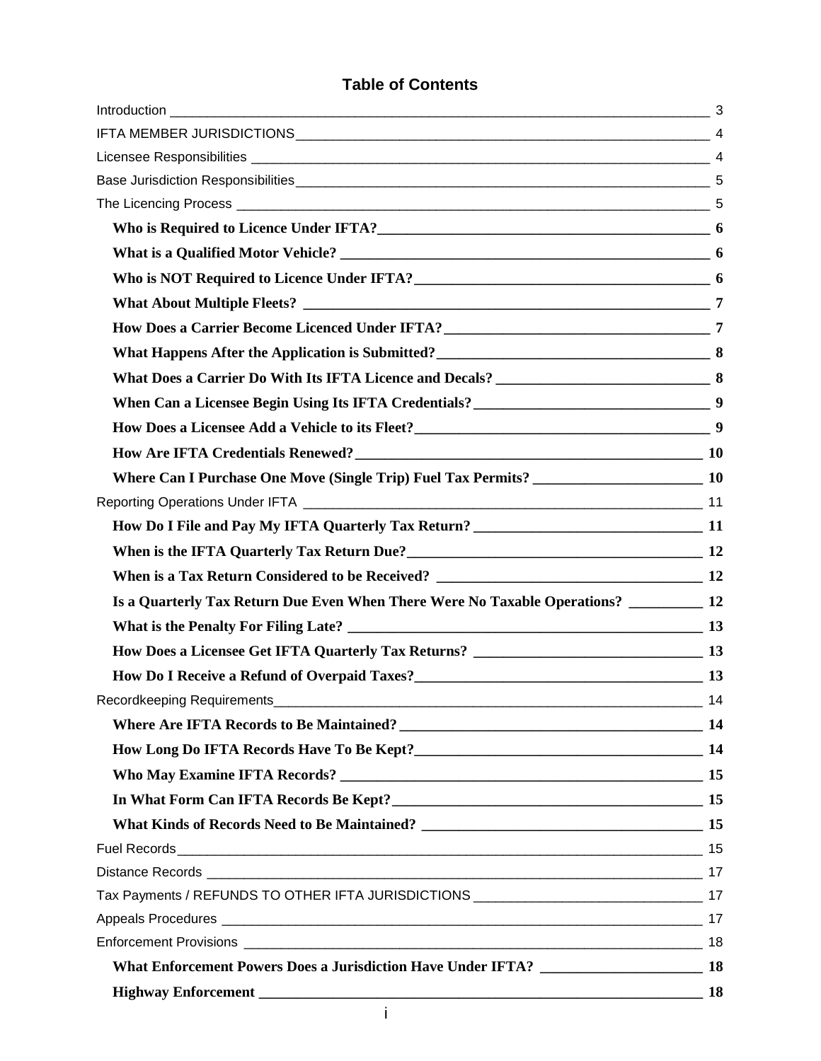# Table of Contents

Introduction ___ 3

IFTA MEMBER JURISDICTIONS ___ 4

Licensee Responsibilities ___ 4

Base Jurisdiction Responsibilities ___ 5

The Licencing Process ___ 5

- **Who is Required to Licence Under IFTA? ___ 6**
- **What is a Qualified Motor Vehicle? ___ 6**
- **Who is NOT Required to Licence Under IFTA? ___ 6**
- **What About Multiple Fleets? ___ 7**
- **How Does a Carrier Become Licenced Under IFTA? ___ 7**
- **What Happens After the Application is Submitted? ___ 8**
- **What Does a Carrier Do With Its IFTA Licence and Decals? ___ 8**
- **When Can a Licensee Begin Using Its IFTA Credentials? ___ 9**
- **How Does a Licensee Add a Vehicle to its Fleet? ___ 9**
- **How Are IFTA Credentials Renewed? ___ 10**
- **Where Can I Purchase One Move (Single Trip) Fuel Tax Permits? ___ 10**

Reporting Operations Under IFTA ___ 11

- **How Do I File and Pay My IFTA Quarterly Tax Return? ___ 11**
- **When is the IFTA Quarterly Tax Return Due? ___ 12**
- **When is a Tax Return Considered to be Received? ___ 12**
- **Is a Quarterly Tax Return Due Even When There Were No Taxable Operations? ___ 12**
- **What is the Penalty For Filing Late? ___ 13**
- **How Does a Licensee Get IFTA Quarterly Tax Returns? ___ 13**
- **How Do I Receive a Refund of Overpaid Taxes? ___ 13**

Recordkeeping Requirements ___ 14

- **Where Are IFTA Records to Be Maintained? ___ 14**
- **How Long Do IFTA Records Have To Be Kept? ___ 14**
- **Who May Examine IFTA Records? ___ 15**
- **In What Form Can IFTA Records Be Kept? ___ 15**
- **What Kinds of Records Need to Be Maintained? ___ 15**

Fuel Records ___ 15

Distance Records ___ 17

Tax Payments / REFUNDS TO OTHER IFTA JURISDICTIONS ___ 17

Appeals Procedures ___ 17

Enforcement Provisions ___ 18

- **What Enforcement Powers Does a Jurisdiction Have Under IFTA? ___ 18**
- **Highway Enforcement ___ 18**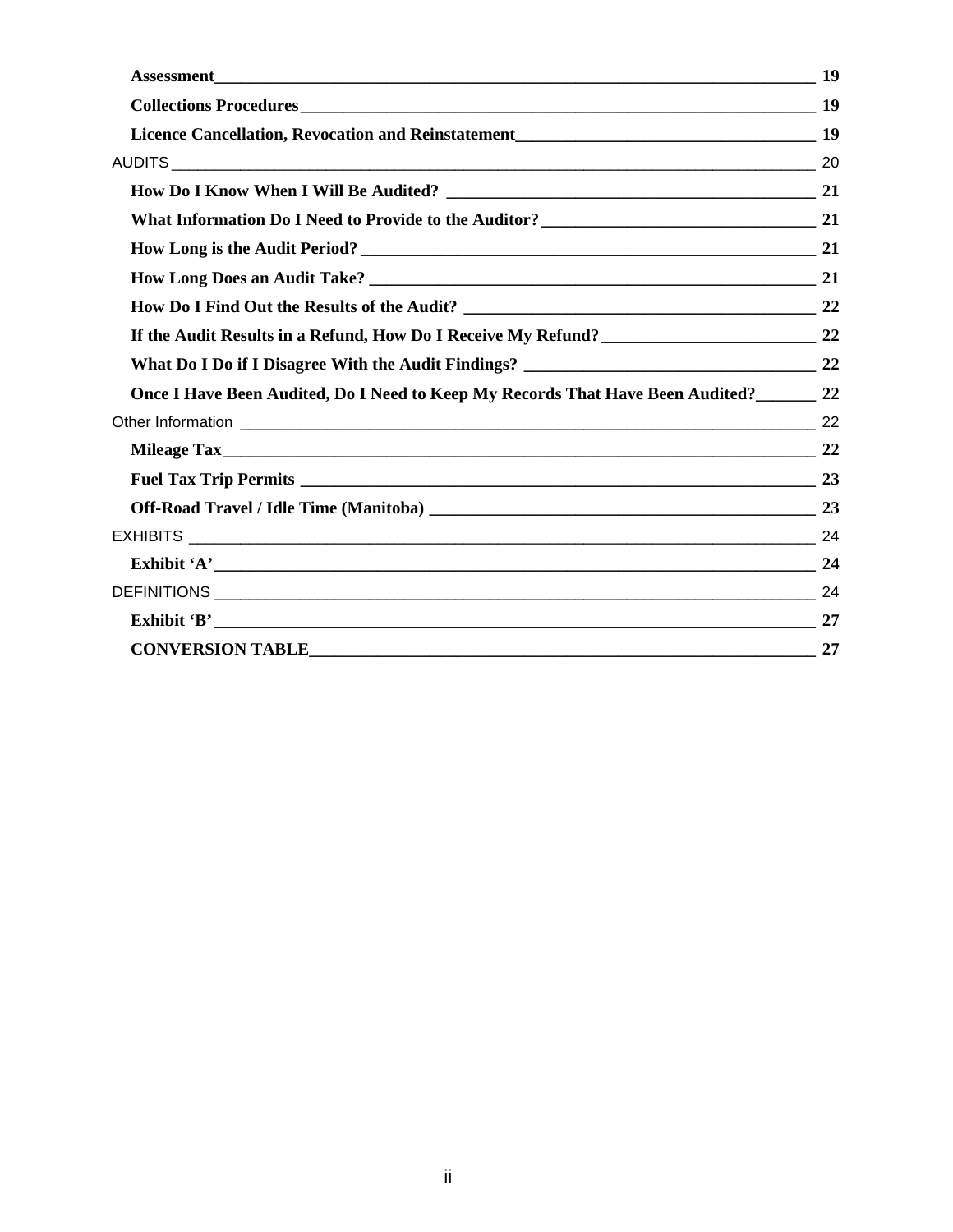- **Assessment** 19
- **Collections Procedures** 19
- **Licence Cancellation, Revocation and Reinstatement** 19

AUDITS 20

- **How Do I Know When I Will Be Audited?** 21
- **What Information Do I Need to Provide to the Auditor?** 21
- **How Long is the Audit Period?** 21
- **How Long Does an Audit Take?** 21
- **How Do I Find Out the Results of the Audit?** 22
- **If the Audit Results in a Refund, How Do I Receive My Refund?** 22
- **What Do I Do if I Disagree With the Audit Findings?** 22
- **Once I Have Been Audited, Do I Need to Keep My Records That Have Been Audited?** 22

Other Information 22

- **Mileage Tax** 22
- **Fuel Tax Trip Permits** 23
- **Off-Road Travel / Idle Time (Manitoba)** 23

EXHIBITS 24

- **Exhibit 'A'** 24

DEFINITIONS 24

- **Exhibit 'B'** 27
- **CONVERSION TABLE** 27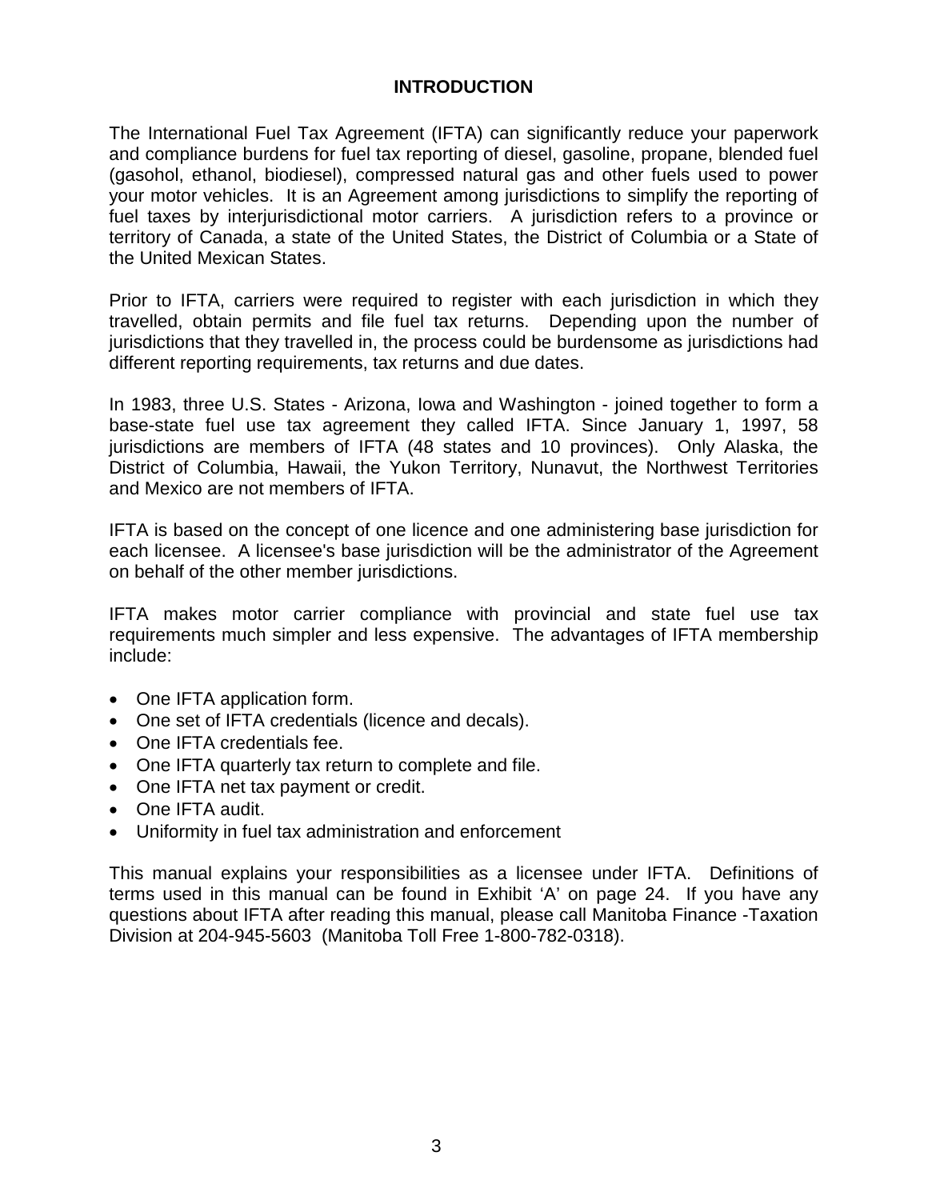# INTRODUCTION

The International Fuel Tax Agreement (IFTA) can significantly reduce your paperwork and compliance burdens for fuel tax reporting of diesel, gasoline, propane, blended fuel (gasohol, ethanol, biodiesel), compressed natural gas and other fuels used to power your motor vehicles. It is an Agreement among jurisdictions to simplify the reporting of fuel taxes by interjurisdictional motor carriers. A jurisdiction refers to a province or territory of Canada, a state of the United States, the District of Columbia or a State of the United Mexican States.

Prior to IFTA, carriers were required to register with each jurisdiction in which they travelled, obtain permits and file fuel tax returns. Depending upon the number of jurisdictions that they travelled in, the process could be burdensome as jurisdictions had different reporting requirements, tax returns and due dates.

In 1983, three U.S. States - Arizona, Iowa and Washington - joined together to form a base-state fuel use tax agreement they called IFTA. Since January 1, 1997, 58 jurisdictions are members of IFTA (48 states and 10 provinces). Only Alaska, the District of Columbia, Hawaii, the Yukon Territory, Nunavut, the Northwest Territories and Mexico are not members of IFTA.

IFTA is based on the concept of one licence and one administering base jurisdiction for each licensee. A licensee's base jurisdiction will be the administrator of the Agreement on behalf of the other member jurisdictions.

IFTA makes motor carrier compliance with provincial and state fuel use tax requirements much simpler and less expensive. The advantages of IFTA membership include:

- One IFTA application form.
- One set of IFTA credentials (licence and decals).
- One IFTA credentials fee.
- One IFTA quarterly tax return to complete and file.
- One IFTA net tax payment or credit.
- One IFTA audit.
- Uniformity in fuel tax administration and enforcement

This manual explains your responsibilities as a licensee under IFTA. Definitions of terms used in this manual can be found in Exhibit 'A' on page 24. If you have any questions about IFTA after reading this manual, please call Manitoba Finance -Taxation Division at 204-945-5603 (Manitoba Toll Free 1-800-782-0318).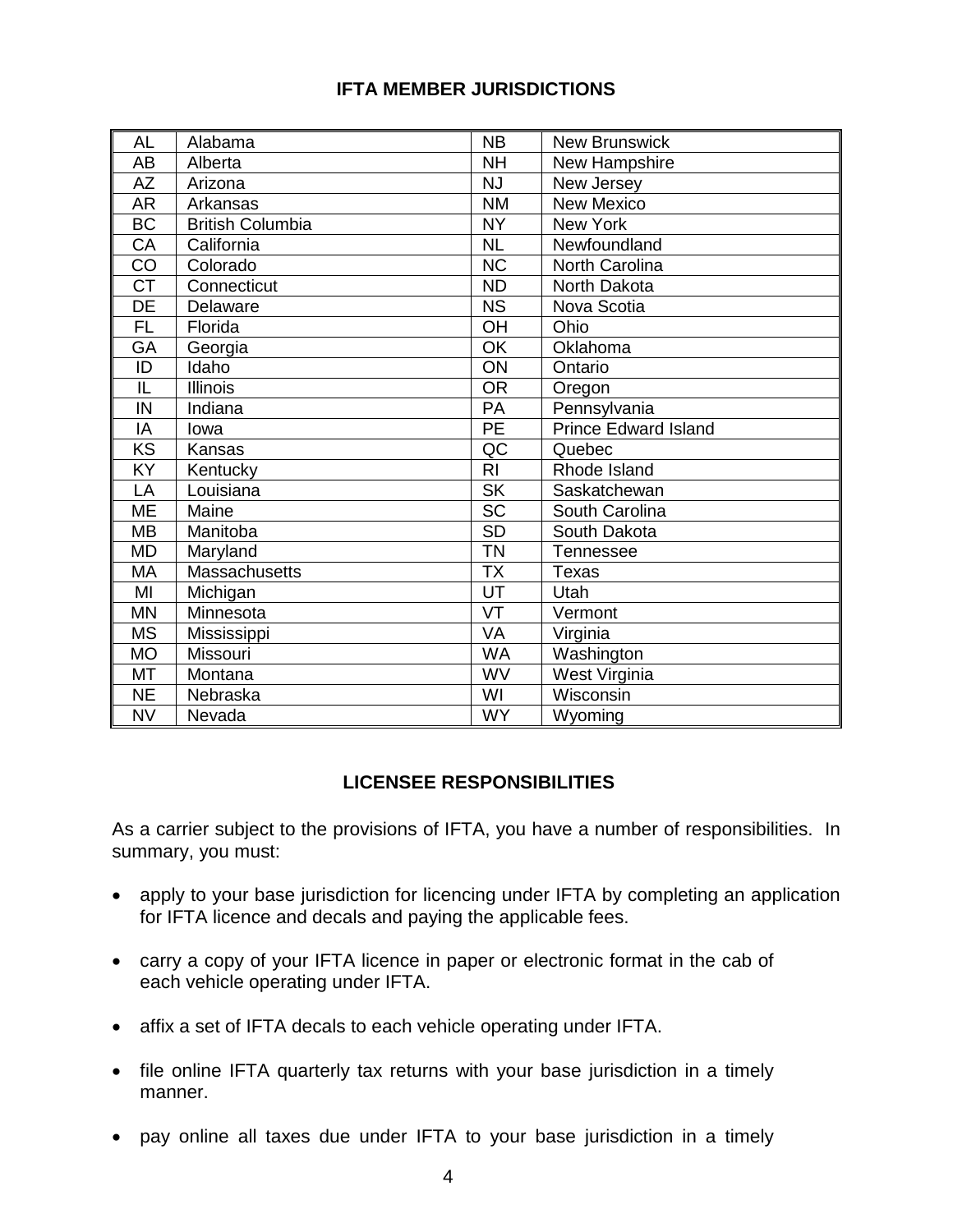## IFTA MEMBER JURISDICTIONS

| | | | |
|---|---|---|---|
| AL | Alabama | NB | New Brunswick |
| AB | Alberta | NH | New Hampshire |
| AZ | Arizona | NJ | New Jersey |
| AR | Arkansas | NM | New Mexico |
| BC | British Columbia | NY | New York |
| CA | California | NL | Newfoundland |
| CO | Colorado | NC | North Carolina |
| CT | Connecticut | ND | North Dakota |
| DE | Delaware | NS | Nova Scotia |
| FL | Florida | OH | Ohio |
| GA | Georgia | OK | Oklahoma |
| ID | Idaho | ON | Ontario |
| IL | Illinois | OR | Oregon |
| IN | Indiana | PA | Pennsylvania |
| IA | Iowa | PE | Prince Edward Island |
| KS | Kansas | QC | Quebec |
| KY | Kentucky | RI | Rhode Island |
| LA | Louisiana | SK | Saskatchewan |
| ME | Maine | SC | South Carolina |
| MB | Manitoba | SD | South Dakota |
| MD | Maryland | TN | Tennessee |
| MA | Massachusetts | TX | Texas |
| MI | Michigan | UT | Utah |
| MN | Minnesota | VT | Vermont |
| MS | Mississippi | VA | Virginia |
| MO | Missouri | WA | Washington |
| MT | Montana | WV | West Virginia |
| NE | Nebraska | WI | Wisconsin |
| NV | Nevada | WY | Wyoming |

## LICENSEE RESPONSIBILITIES

As a carrier subject to the provisions of IFTA, you have a number of responsibilities. In summary, you must:

- apply to your base jurisdiction for licencing under IFTA by completing an application for IFTA licence and decals and paying the applicable fees.
- carry a copy of your IFTA licence in paper or electronic format in the cab of each vehicle operating under IFTA.
- affix a set of IFTA decals to each vehicle operating under IFTA.
- file online IFTA quarterly tax returns with your base jurisdiction in a timely manner.
- pay online all taxes due under IFTA to your base jurisdiction in a timely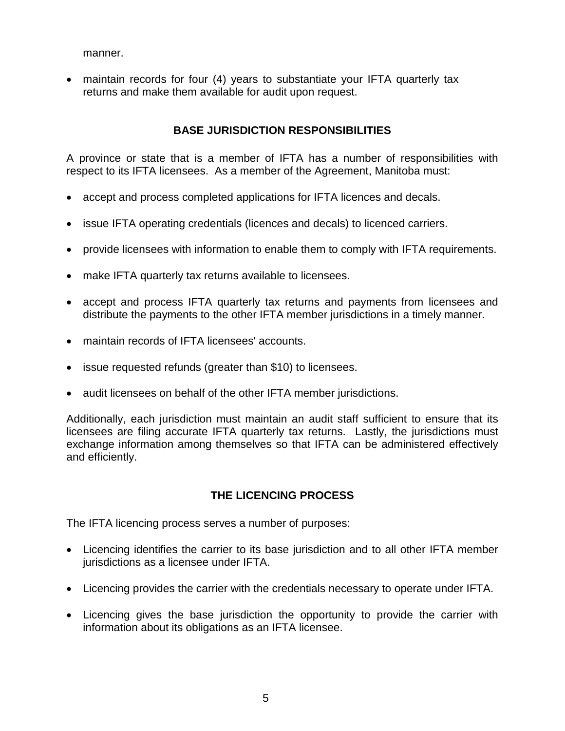manner.

- maintain records for four (4) years to substantiate your IFTA quarterly tax returns and make them available for audit upon request.

## BASE JURISDICTION RESPONSIBILITIES

A province or state that is a member of IFTA has a number of responsibilities with respect to its IFTA licensees. As a member of the Agreement, Manitoba must:

- accept and process completed applications for IFTA licences and decals.
- issue IFTA operating credentials (licences and decals) to licenced carriers.
- provide licensees with information to enable them to comply with IFTA requirements.
- make IFTA quarterly tax returns available to licensees.
- accept and process IFTA quarterly tax returns and payments from licensees and distribute the payments to the other IFTA member jurisdictions in a timely manner.
- maintain records of IFTA licensees' accounts.
- issue requested refunds (greater than $10) to licensees.
- audit licensees on behalf of the other IFTA member jurisdictions.

Additionally, each jurisdiction must maintain an audit staff sufficient to ensure that its licensees are filing accurate IFTA quarterly tax returns. Lastly, the jurisdictions must exchange information among themselves so that IFTA can be administered effectively and efficiently.

## THE LICENCING PROCESS

The IFTA licencing process serves a number of purposes:

- Licencing identifies the carrier to its base jurisdiction and to all other IFTA member jurisdictions as a licensee under IFTA.
- Licencing provides the carrier with the credentials necessary to operate under IFTA.
- Licencing gives the base jurisdiction the opportunity to provide the carrier with information about its obligations as an IFTA licensee.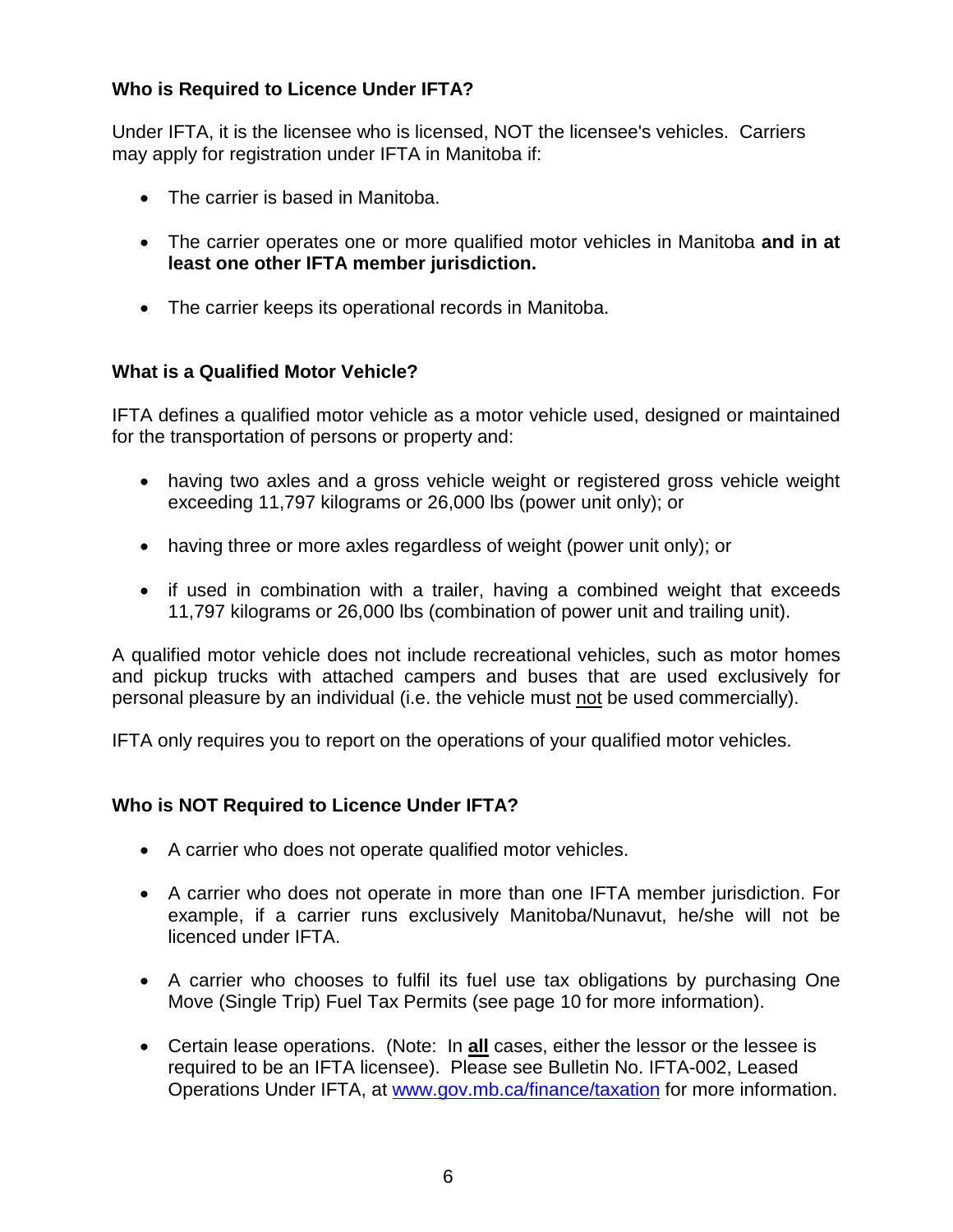### Who is Required to Licence Under IFTA?

Under IFTA, it is the licensee who is licensed, NOT the licensee's vehicles. Carriers may apply for registration under IFTA in Manitoba if:

- The carrier is based in Manitoba.
- The carrier operates one or more qualified motor vehicles in Manitoba **and in at least one other IFTA member jurisdiction.**
- The carrier keeps its operational records in Manitoba.

### What is a Qualified Motor Vehicle?

IFTA defines a qualified motor vehicle as a motor vehicle used, designed or maintained for the transportation of persons or property and:

- having two axles and a gross vehicle weight or registered gross vehicle weight exceeding 11,797 kilograms or 26,000 lbs (power unit only); or
- having three or more axles regardless of weight (power unit only); or
- if used in combination with a trailer, having a combined weight that exceeds 11,797 kilograms or 26,000 lbs (combination of power unit and trailing unit).

A qualified motor vehicle does not include recreational vehicles, such as motor homes and pickup trucks with attached campers and buses that are used exclusively for personal pleasure by an individual (i.e. the vehicle must not be used commercially).

IFTA only requires you to report on the operations of your qualified motor vehicles.

### Who is NOT Required to Licence Under IFTA?

- A carrier who does not operate qualified motor vehicles.
- A carrier who does not operate in more than one IFTA member jurisdiction. For example, if a carrier runs exclusively Manitoba/Nunavut, he/she will not be licenced under IFTA.
- A carrier who chooses to fulfil its fuel use tax obligations by purchasing One Move (Single Trip) Fuel Tax Permits (see page 10 for more information).
- Certain lease operations. (Note: In **all** cases, either the lessor or the lessee is required to be an IFTA licensee). Please see Bulletin No. IFTA-002, Leased Operations Under IFTA, at www.gov.mb.ca/finance/taxation for more information.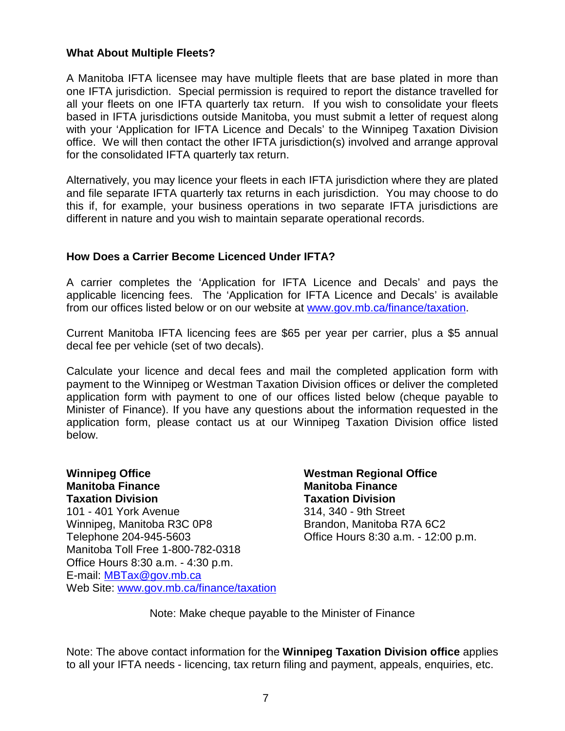### What About Multiple Fleets?

A Manitoba IFTA licensee may have multiple fleets that are base plated in more than one IFTA jurisdiction. Special permission is required to report the distance travelled for all your fleets on one IFTA quarterly tax return. If you wish to consolidate your fleets based in IFTA jurisdictions outside Manitoba, you must submit a letter of request along with your 'Application for IFTA Licence and Decals' to the Winnipeg Taxation Division office. We will then contact the other IFTA jurisdiction(s) involved and arrange approval for the consolidated IFTA quarterly tax return.

Alternatively, you may licence your fleets in each IFTA jurisdiction where they are plated and file separate IFTA quarterly tax returns in each jurisdiction. You may choose to do this if, for example, your business operations in two separate IFTA jurisdictions are different in nature and you wish to maintain separate operational records.

### How Does a Carrier Become Licenced Under IFTA?

A carrier completes the 'Application for IFTA Licence and Decals' and pays the applicable licencing fees. The 'Application for IFTA Licence and Decals' is available from our offices listed below or on our website at [www.gov.mb.ca/finance/taxation](http://www.gov.mb.ca/finance/taxation).

Current Manitoba IFTA licencing fees are $65 per year per carrier, plus a $5 annual decal fee per vehicle (set of two decals).

Calculate your licence and decal fees and mail the completed application form with payment to the Winnipeg or Westman Taxation Division offices or deliver the completed application form with payment to one of our offices listed below (cheque payable to Minister of Finance). If you have any questions about the information requested in the application form, please contact us at our Winnipeg Taxation Division office listed below.

**Winnipeg Office**
**Manitoba Finance**
**Taxation Division**
101 - 401 York Avenue
Winnipeg, Manitoba R3C 0P8
Telephone 204-945-5603
Manitoba Toll Free 1-800-782-0318
Office Hours 8:30 a.m. - 4:30 p.m.
E-mail: [MBTax@gov.mb.ca](mailto:MBTax@gov.mb.ca)
Web Site: [www.gov.mb.ca/finance/taxation](http://www.gov.mb.ca/finance/taxation)

**Westman Regional Office**
**Manitoba Finance**
**Taxation Division**
314, 340 - 9th Street
Brandon, Manitoba R7A 6C2
Office Hours 8:30 a.m. - 12:00 p.m.

Note: Make cheque payable to the Minister of Finance

Note: The above contact information for the **Winnipeg Taxation Division office** applies to all your IFTA needs - licencing, tax return filing and payment, appeals, enquiries, etc.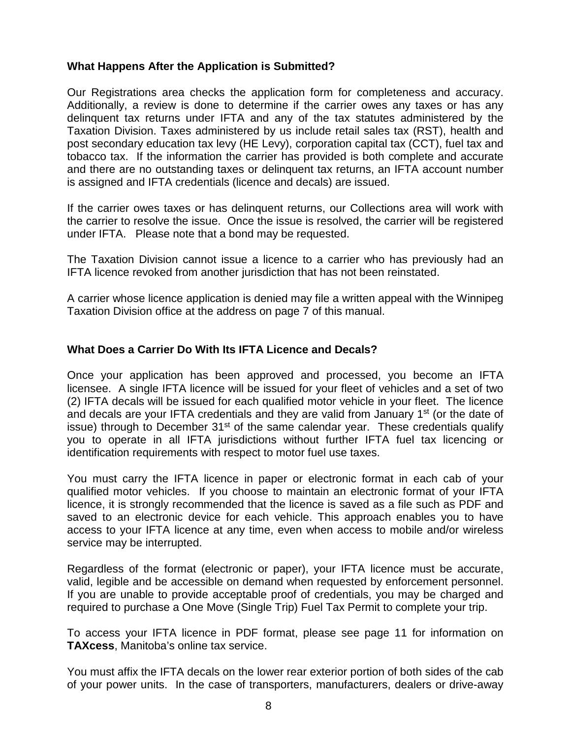### What Happens After the Application is Submitted?

Our Registrations area checks the application form for completeness and accuracy. Additionally, a review is done to determine if the carrier owes any taxes or has any delinquent tax returns under IFTA and any of the tax statutes administered by the Taxation Division. Taxes administered by us include retail sales tax (RST), health and post secondary education tax levy (HE Levy), corporation capital tax (CCT), fuel tax and tobacco tax. If the information the carrier has provided is both complete and accurate and there are no outstanding taxes or delinquent tax returns, an IFTA account number is assigned and IFTA credentials (licence and decals) are issued.

If the carrier owes taxes or has delinquent returns, our Collections area will work with the carrier to resolve the issue. Once the issue is resolved, the carrier will be registered under IFTA. Please note that a bond may be requested.

The Taxation Division cannot issue a licence to a carrier who has previously had an IFTA licence revoked from another jurisdiction that has not been reinstated.

A carrier whose licence application is denied may file a written appeal with the Winnipeg Taxation Division office at the address on page 7 of this manual.

### What Does a Carrier Do With Its IFTA Licence and Decals?

Once your application has been approved and processed, you become an IFTA licensee. A single IFTA licence will be issued for your fleet of vehicles and a set of two (2) IFTA decals will be issued for each qualified motor vehicle in your fleet. The licence and decals are your IFTA credentials and they are valid from January 1st (or the date of issue) through to December 31st of the same calendar year. These credentials qualify you to operate in all IFTA jurisdictions without further IFTA fuel tax licencing or identification requirements with respect to motor fuel use taxes.

You must carry the IFTA licence in paper or electronic format in each cab of your qualified motor vehicles. If you choose to maintain an electronic format of your IFTA licence, it is strongly recommended that the licence is saved as a file such as PDF and saved to an electronic device for each vehicle. This approach enables you to have access to your IFTA licence at any time, even when access to mobile and/or wireless service may be interrupted.

Regardless of the format (electronic or paper), your IFTA licence must be accurate, valid, legible and be accessible on demand when requested by enforcement personnel. If you are unable to provide acceptable proof of credentials, you may be charged and required to purchase a One Move (Single Trip) Fuel Tax Permit to complete your trip.

To access your IFTA licence in PDF format, please see page 11 for information on **TAXcess**, Manitoba's online tax service.

You must affix the IFTA decals on the lower rear exterior portion of both sides of the cab of your power units. In the case of transporters, manufacturers, dealers or drive-away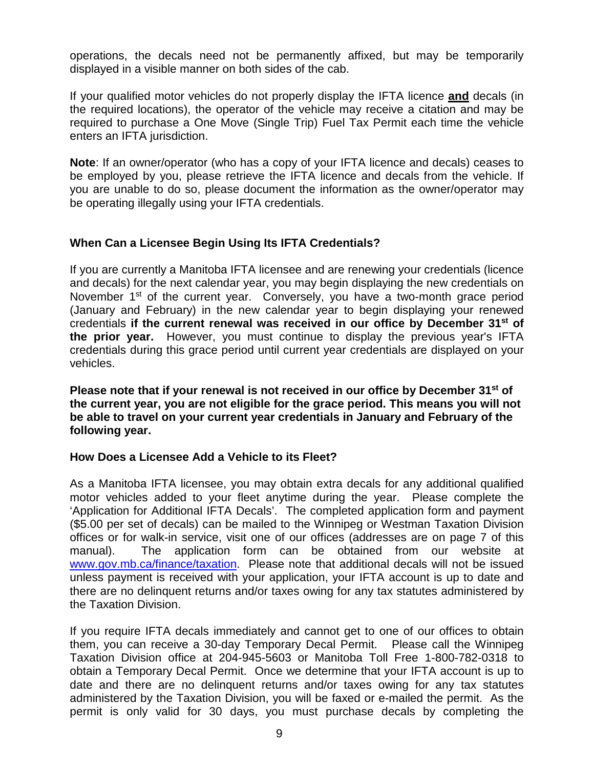operations, the decals need not be permanently affixed, but may be temporarily displayed in a visible manner on both sides of the cab.

If your qualified motor vehicles do not properly display the IFTA licence **and** decals (in the required locations), the operator of the vehicle may receive a citation and may be required to purchase a One Move (Single Trip) Fuel Tax Permit each time the vehicle enters an IFTA jurisdiction.

**Note**: If an owner/operator (who has a copy of your IFTA licence and decals) ceases to be employed by you, please retrieve the IFTA licence and decals from the vehicle. If you are unable to do so, please document the information as the owner/operator may be operating illegally using your IFTA credentials.

## When Can a Licensee Begin Using Its IFTA Credentials?

If you are currently a Manitoba IFTA licensee and are renewing your credentials (licence and decals) for the next calendar year, you may begin displaying the new credentials on November 1st of the current year. Conversely, you have a two-month grace period (January and February) in the new calendar year to begin displaying your renewed credentials **if the current renewal was received in our office by December 31st of the prior year.** However, you must continue to display the previous year's IFTA credentials during this grace period until current year credentials are displayed on your vehicles.

**Please note that if your renewal is not received in our office by December 31st of the current year, you are not eligible for the grace period. This means you will not be able to travel on your current year credentials in January and February of the following year.**

## How Does a Licensee Add a Vehicle to its Fleet?

As a Manitoba IFTA licensee, you may obtain extra decals for any additional qualified motor vehicles added to your fleet anytime during the year. Please complete the 'Application for Additional IFTA Decals'. The completed application form and payment ($5.00 per set of decals) can be mailed to the Winnipeg or Westman Taxation Division offices or for walk-in service, visit one of our offices (addresses are on page 7 of this manual). The application form can be obtained from our website at www.gov.mb.ca/finance/taxation. Please note that additional decals will not be issued unless payment is received with your application, your IFTA account is up to date and there are no delinquent returns and/or taxes owing for any tax statutes administered by the Taxation Division.

If you require IFTA decals immediately and cannot get to one of our offices to obtain them, you can receive a 30-day Temporary Decal Permit. Please call the Winnipeg Taxation Division office at 204-945-5603 or Manitoba Toll Free 1-800-782-0318 to obtain a Temporary Decal Permit. Once we determine that your IFTA account is up to date and there are no delinquent returns and/or taxes owing for any tax statutes administered by the Taxation Division, you will be faxed or e-mailed the permit. As the permit is only valid for 30 days, you must purchase decals by completing the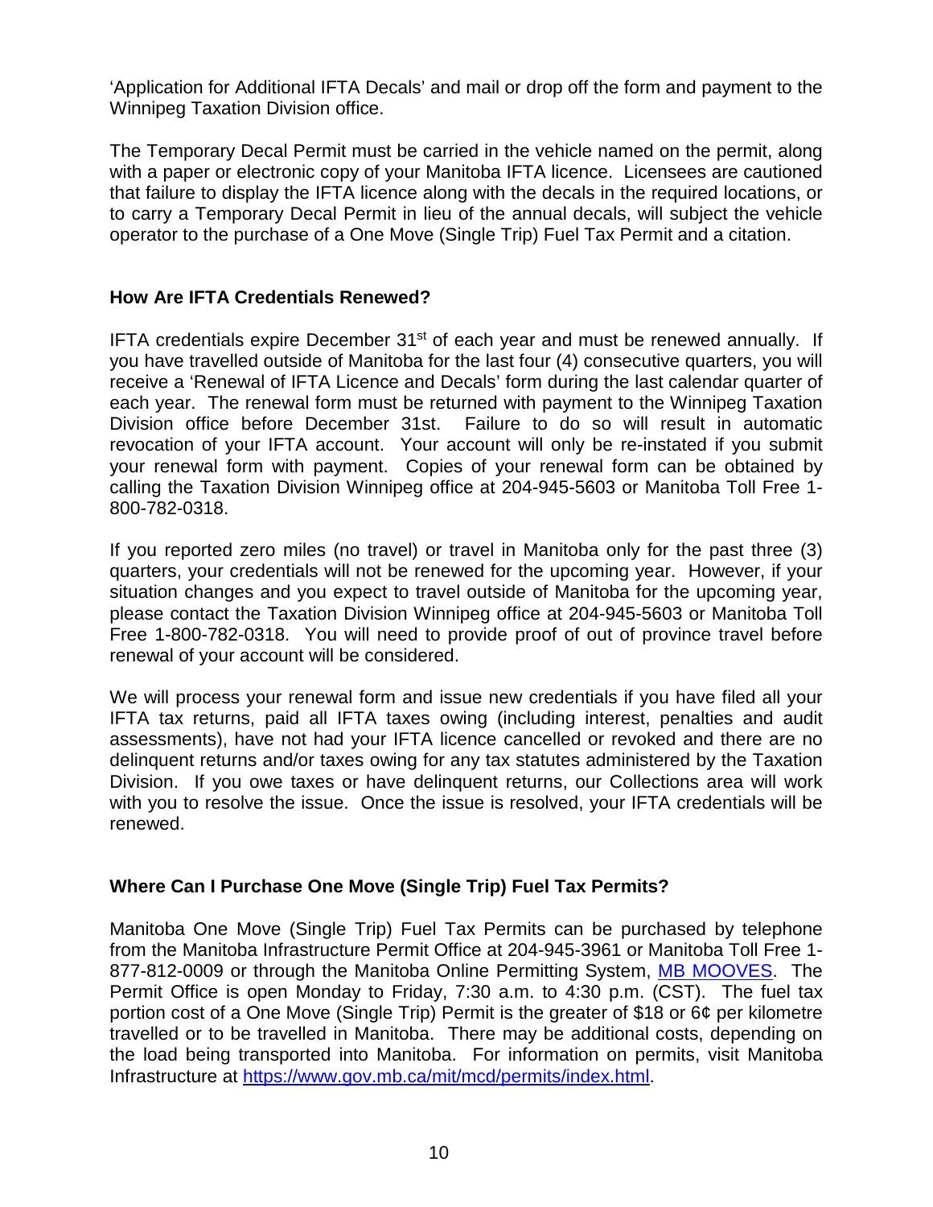'Application for Additional IFTA Decals' and mail or drop off the form and payment to the Winnipeg Taxation Division office.

The Temporary Decal Permit must be carried in the vehicle named on the permit, along with a paper or electronic copy of your Manitoba IFTA licence. Licensees are cautioned that failure to display the IFTA licence along with the decals in the required locations, or to carry a Temporary Decal Permit in lieu of the annual decals, will subject the vehicle operator to the purchase of a One Move (Single Trip) Fuel Tax Permit and a citation.

### How Are IFTA Credentials Renewed?

IFTA credentials expire December 31st of each year and must be renewed annually. If you have travelled outside of Manitoba for the last four (4) consecutive quarters, you will receive a 'Renewal of IFTA Licence and Decals' form during the last calendar quarter of each year. The renewal form must be returned with payment to the Winnipeg Taxation Division office before December 31st. Failure to do so will result in automatic revocation of your IFTA account. Your account will only be re-instated if you submit your renewal form with payment. Copies of your renewal form can be obtained by calling the Taxation Division Winnipeg office at 204-945-5603 or Manitoba Toll Free 1-800-782-0318.

If you reported zero miles (no travel) or travel in Manitoba only for the past three (3) quarters, your credentials will not be renewed for the upcoming year. However, if your situation changes and you expect to travel outside of Manitoba for the upcoming year, please contact the Taxation Division Winnipeg office at 204-945-5603 or Manitoba Toll Free 1-800-782-0318. You will need to provide proof of out of province travel before renewal of your account will be considered.

We will process your renewal form and issue new credentials if you have filed all your IFTA tax returns, paid all IFTA taxes owing (including interest, penalties and audit assessments), have not had your IFTA licence cancelled or revoked and there are no delinquent returns and/or taxes owing for any tax statutes administered by the Taxation Division. If you owe taxes or have delinquent returns, our Collections area will work with you to resolve the issue. Once the issue is resolved, your IFTA credentials will be renewed.

### Where Can I Purchase One Move (Single Trip) Fuel Tax Permits?

Manitoba One Move (Single Trip) Fuel Tax Permits can be purchased by telephone from the Manitoba Infrastructure Permit Office at 204-945-3961 or Manitoba Toll Free 1-877-812-0009 or through the Manitoba Online Permitting System, MB MOOVES. The Permit Office is open Monday to Friday, 7:30 a.m. to 4:30 p.m. (CST). The fuel tax portion cost of a One Move (Single Trip) Permit is the greater of $18 or 6¢ per kilometre travelled or to be travelled in Manitoba. There may be additional costs, depending on the load being transported into Manitoba. For information on permits, visit Manitoba Infrastructure at https://www.gov.mb.ca/mit/mcd/permits/index.html.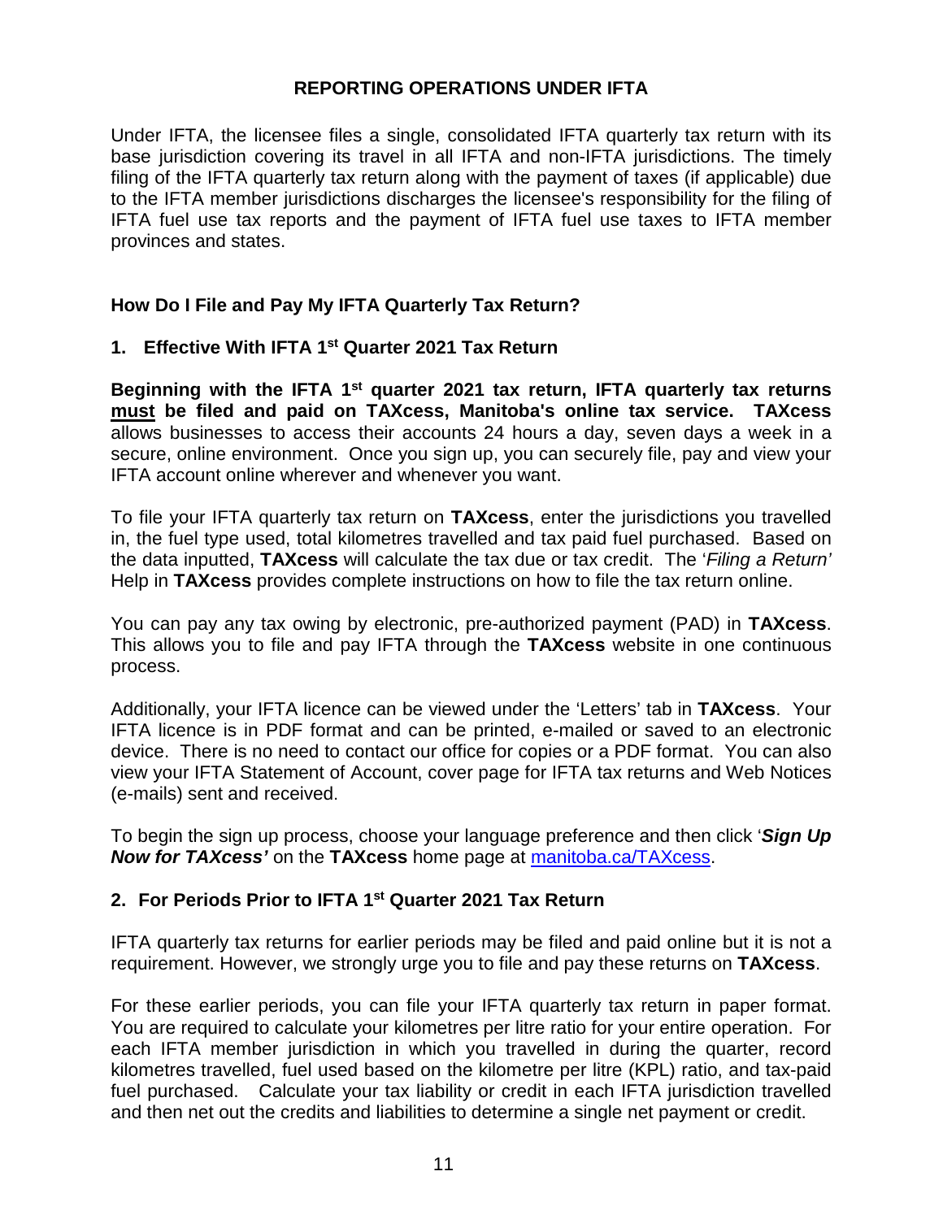## REPORTING OPERATIONS UNDER IFTA

Under IFTA, the licensee files a single, consolidated IFTA quarterly tax return with its base jurisdiction covering its travel in all IFTA and non-IFTA jurisdictions. The timely filing of the IFTA quarterly tax return along with the payment of taxes (if applicable) due to the IFTA member jurisdictions discharges the licensee's responsibility for the filing of IFTA fuel use tax reports and the payment of IFTA fuel use taxes to IFTA member provinces and states.

### How Do I File and Pay My IFTA Quarterly Tax Return?

#### 1. Effective With IFTA 1st Quarter 2021 Tax Return

**Beginning with the IFTA 1st quarter 2021 tax return, IFTA quarterly tax returns <u>must</u> be filed and paid on TAXcess, Manitoba's online tax service. TAXcess** allows businesses to access their accounts 24 hours a day, seven days a week in a secure, online environment. Once you sign up, you can securely file, pay and view your IFTA account online wherever and whenever you want.

To file your IFTA quarterly tax return on **TAXcess**, enter the jurisdictions you travelled in, the fuel type used, total kilometres travelled and tax paid fuel purchased. Based on the data inputted, **TAXcess** will calculate the tax due or tax credit. The '*Filing a Return'* Help in **TAXcess** provides complete instructions on how to file the tax return online.

You can pay any tax owing by electronic, pre-authorized payment (PAD) in **TAXcess**. This allows you to file and pay IFTA through the **TAXcess** website in one continuous process.

Additionally, your IFTA licence can be viewed under the 'Letters' tab in **TAXcess**. Your IFTA licence is in PDF format and can be printed, e-mailed or saved to an electronic device. There is no need to contact our office for copies or a PDF format. You can also view your IFTA Statement of Account, cover page for IFTA tax returns and Web Notices (e-mails) sent and received.

To begin the sign up process, choose your language preference and then click '***Sign Up Now for TAXcess'*** on the **TAXcess** home page at [manitoba.ca/TAXcess](manitoba.ca/TAXcess).

#### 2. For Periods Prior to IFTA 1st Quarter 2021 Tax Return

IFTA quarterly tax returns for earlier periods may be filed and paid online but it is not a requirement. However, we strongly urge you to file and pay these returns on **TAXcess**.

For these earlier periods, you can file your IFTA quarterly tax return in paper format. You are required to calculate your kilometres per litre ratio for your entire operation. For each IFTA member jurisdiction in which you travelled in during the quarter, record kilometres travelled, fuel used based on the kilometre per litre (KPL) ratio, and tax-paid fuel purchased. Calculate your tax liability or credit in each IFTA jurisdiction travelled and then net out the credits and liabilities to determine a single net payment or credit.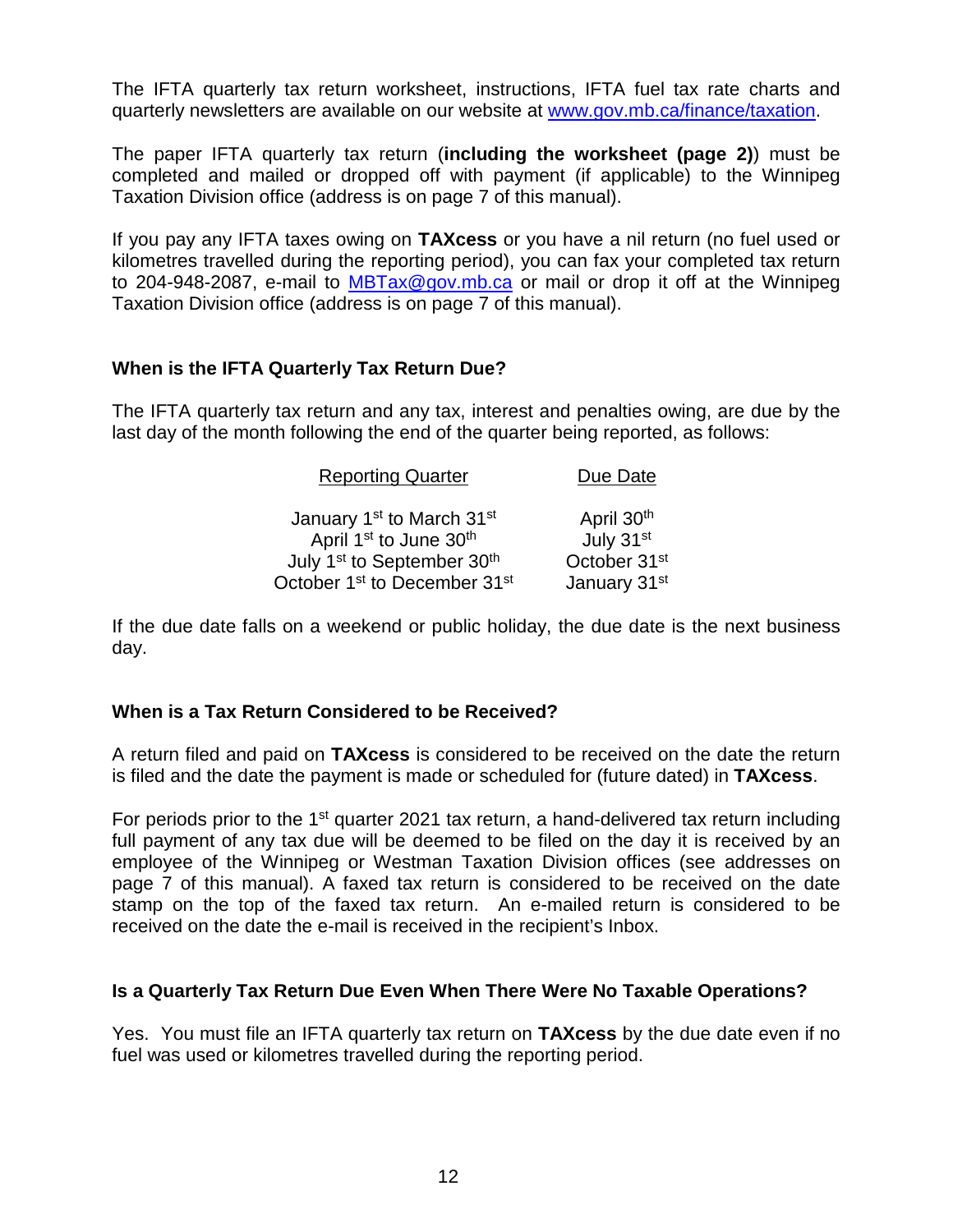The IFTA quarterly tax return worksheet, instructions, IFTA fuel tax rate charts and quarterly newsletters are available on our website at www.gov.mb.ca/finance/taxation.

The paper IFTA quarterly tax return (**including the worksheet (page 2)**) must be completed and mailed or dropped off with payment (if applicable) to the Winnipeg Taxation Division office (address is on page 7 of this manual).

If you pay any IFTA taxes owing on **TAXcess** or you have a nil return (no fuel used or kilometres travelled during the reporting period), you can fax your completed tax return to 204-948-2087, e-mail to MBTax@gov.mb.ca or mail or drop it off at the Winnipeg Taxation Division office (address is on page 7 of this manual).

### When is the IFTA Quarterly Tax Return Due?

The IFTA quarterly tax return and any tax, interest and penalties owing, are due by the last day of the month following the end of the quarter being reported, as follows:

| Reporting Quarter | Due Date |
|---|---|
| January 1st to March 31st | April 30th |
| April 1st to June 30th | July 31st |
| July 1st to September 30th | October 31st |
| October 1st to December 31st | January 31st |

If the due date falls on a weekend or public holiday, the due date is the next business day.

### When is a Tax Return Considered to be Received?

A return filed and paid on **TAXcess** is considered to be received on the date the return is filed and the date the payment is made or scheduled for (future dated) in **TAXcess**.

For periods prior to the 1st quarter 2021 tax return, a hand-delivered tax return including full payment of any tax due will be deemed to be filed on the day it is received by an employee of the Winnipeg or Westman Taxation Division offices (see addresses on page 7 of this manual). A faxed tax return is considered to be received on the date stamp on the top of the faxed tax return. An e-mailed return is considered to be received on the date the e-mail is received in the recipient's Inbox.

### Is a Quarterly Tax Return Due Even When There Were No Taxable Operations?

Yes. You must file an IFTA quarterly tax return on **TAXcess** by the due date even if no fuel was used or kilometres travelled during the reporting period.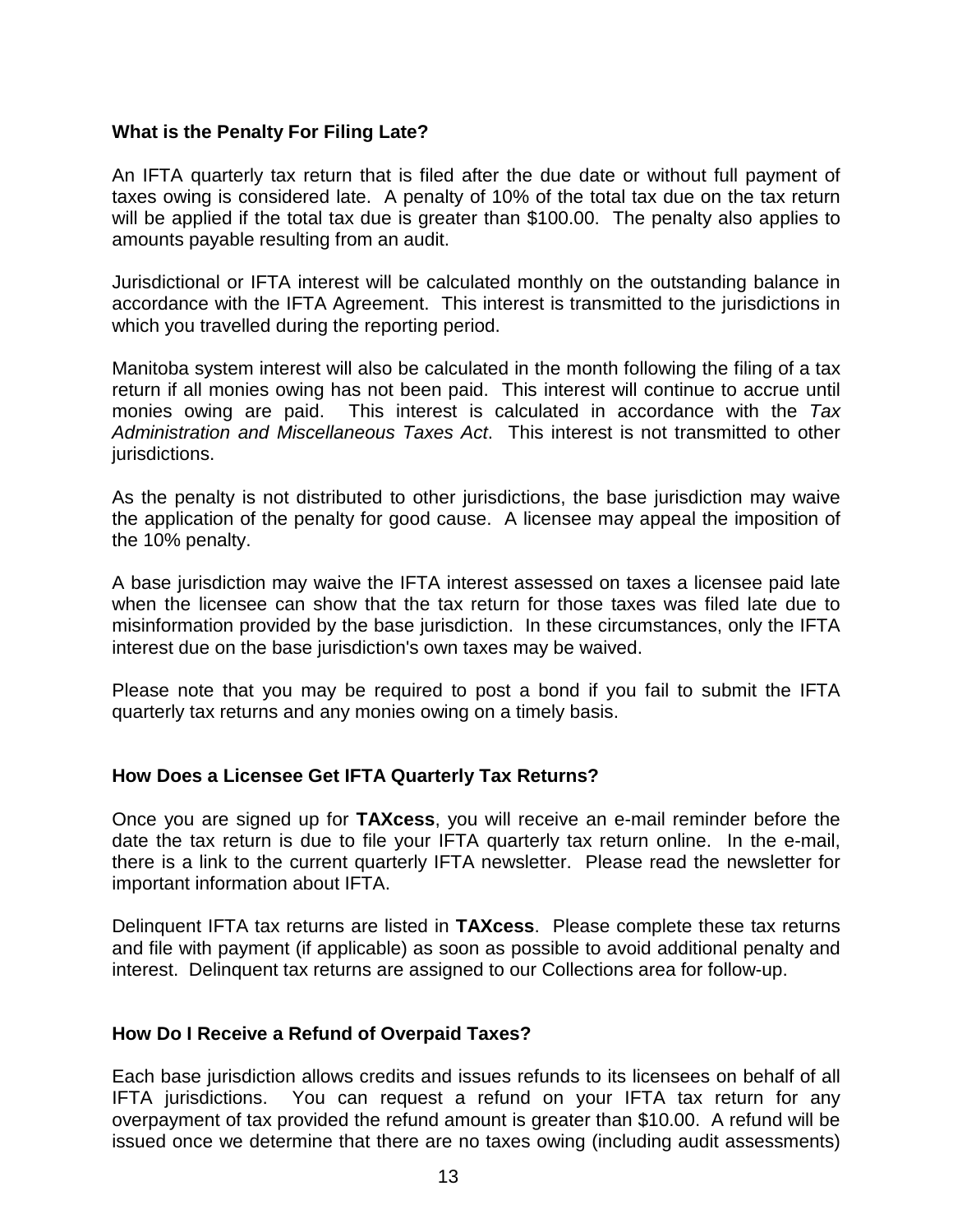### What is the Penalty For Filing Late?

An IFTA quarterly tax return that is filed after the due date or without full payment of taxes owing is considered late. A penalty of 10% of the total tax due on the tax return will be applied if the total tax due is greater than $100.00. The penalty also applies to amounts payable resulting from an audit.

Jurisdictional or IFTA interest will be calculated monthly on the outstanding balance in accordance with the IFTA Agreement. This interest is transmitted to the jurisdictions in which you travelled during the reporting period.

Manitoba system interest will also be calculated in the month following the filing of a tax return if all monies owing has not been paid. This interest will continue to accrue until monies owing are paid. This interest is calculated in accordance with the *Tax Administration and Miscellaneous Taxes Act*. This interest is not transmitted to other jurisdictions.

As the penalty is not distributed to other jurisdictions, the base jurisdiction may waive the application of the penalty for good cause. A licensee may appeal the imposition of the 10% penalty.

A base jurisdiction may waive the IFTA interest assessed on taxes a licensee paid late when the licensee can show that the tax return for those taxes was filed late due to misinformation provided by the base jurisdiction. In these circumstances, only the IFTA interest due on the base jurisdiction's own taxes may be waived.

Please note that you may be required to post a bond if you fail to submit the IFTA quarterly tax returns and any monies owing on a timely basis.

### How Does a Licensee Get IFTA Quarterly Tax Returns?

Once you are signed up for **TAXcess**, you will receive an e-mail reminder before the date the tax return is due to file your IFTA quarterly tax return online. In the e-mail, there is a link to the current quarterly IFTA newsletter. Please read the newsletter for important information about IFTA.

Delinquent IFTA tax returns are listed in **TAXcess**. Please complete these tax returns and file with payment (if applicable) as soon as possible to avoid additional penalty and interest. Delinquent tax returns are assigned to our Collections area for follow-up.

### How Do I Receive a Refund of Overpaid Taxes?

Each base jurisdiction allows credits and issues refunds to its licensees on behalf of all IFTA jurisdictions. You can request a refund on your IFTA tax return for any overpayment of tax provided the refund amount is greater than $10.00. A refund will be issued once we determine that there are no taxes owing (including audit assessments)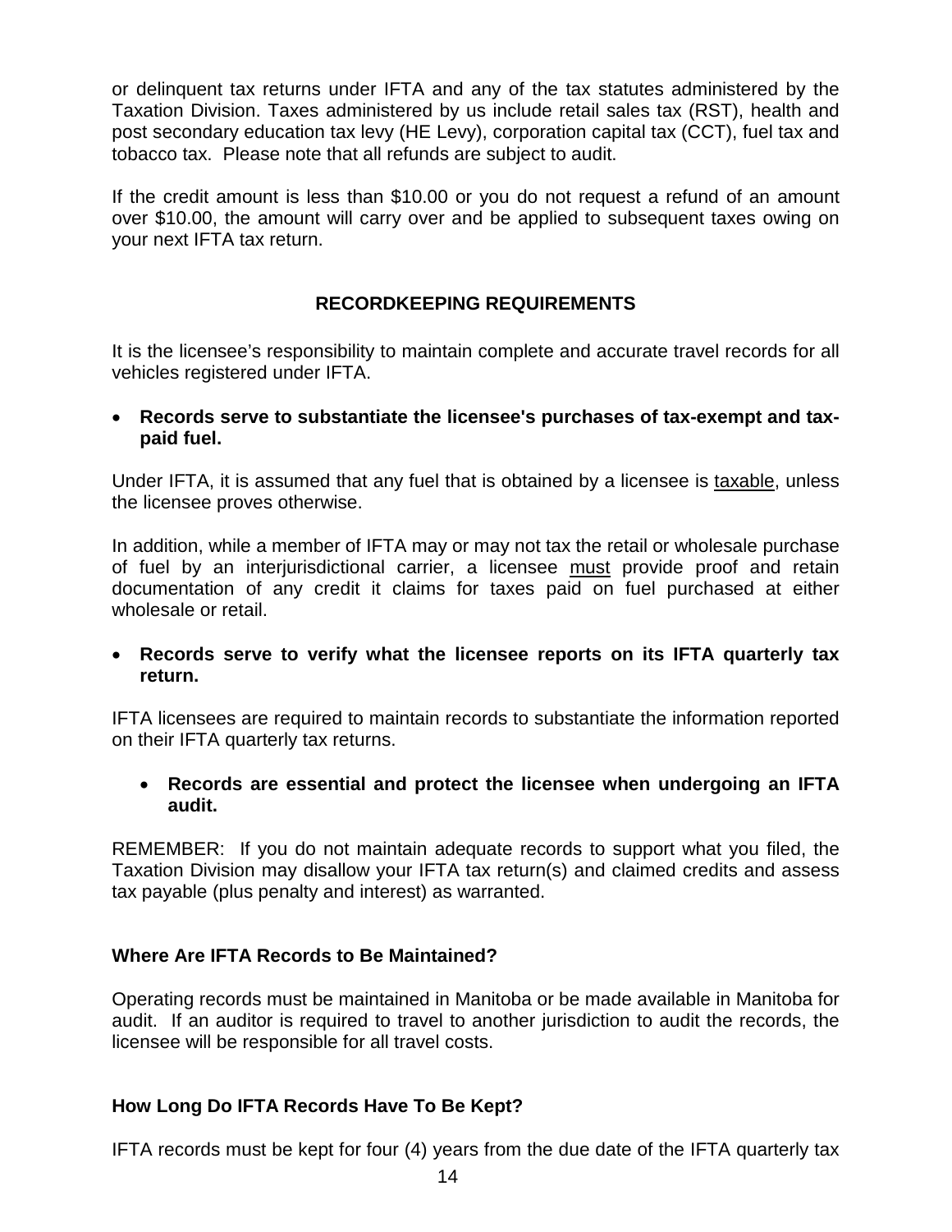or delinquent tax returns under IFTA and any of the tax statutes administered by the Taxation Division. Taxes administered by us include retail sales tax (RST), health and post secondary education tax levy (HE Levy), corporation capital tax (CCT), fuel tax and tobacco tax. Please note that all refunds are subject to audit.

If the credit amount is less than $10.00 or you do not request a refund of an amount over $10.00, the amount will carry over and be applied to subsequent taxes owing on your next IFTA tax return.

## RECORDKEEPING REQUIREMENTS

It is the licensee's responsibility to maintain complete and accurate travel records for all vehicles registered under IFTA.

- **Records serve to substantiate the licensee's purchases of tax-exempt and tax-paid fuel.**

Under IFTA, it is assumed that any fuel that is obtained by a licensee is taxable, unless the licensee proves otherwise.

In addition, while a member of IFTA may or may not tax the retail or wholesale purchase of fuel by an interjurisdictional carrier, a licensee must provide proof and retain documentation of any credit it claims for taxes paid on fuel purchased at either wholesale or retail.

- **Records serve to verify what the licensee reports on its IFTA quarterly tax return.**

IFTA licensees are required to maintain records to substantiate the information reported on their IFTA quarterly tax returns.

- **Records are essential and protect the licensee when undergoing an IFTA audit.**

REMEMBER: If you do not maintain adequate records to support what you filed, the Taxation Division may disallow your IFTA tax return(s) and claimed credits and assess tax payable (plus penalty and interest) as warranted.

### Where Are IFTA Records to Be Maintained?

Operating records must be maintained in Manitoba or be made available in Manitoba for audit. If an auditor is required to travel to another jurisdiction to audit the records, the licensee will be responsible for all travel costs.

### How Long Do IFTA Records Have To Be Kept?

IFTA records must be kept for four (4) years from the due date of the IFTA quarterly tax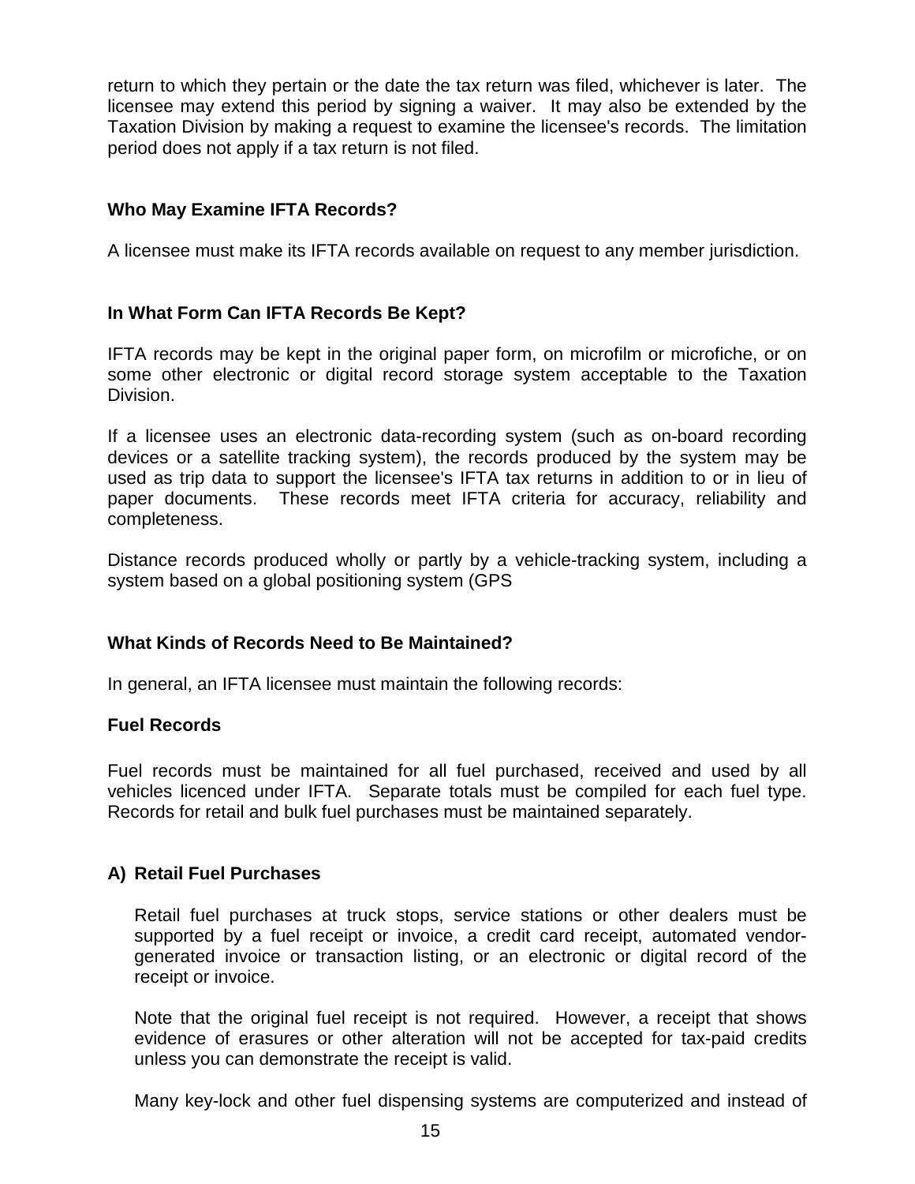return to which they pertain or the date the tax return was filed, whichever is later. The licensee may extend this period by signing a waiver. It may also be extended by the Taxation Division by making a request to examine the licensee's records. The limitation period does not apply if a tax return is not filed.

### Who May Examine IFTA Records?

A licensee must make its IFTA records available on request to any member jurisdiction.

### In What Form Can IFTA Records Be Kept?

IFTA records may be kept in the original paper form, on microfilm or microfiche, or on some other electronic or digital record storage system acceptable to the Taxation Division.

If a licensee uses an electronic data-recording system (such as on-board recording devices or a satellite tracking system), the records produced by the system may be used as trip data to support the licensee's IFTA tax returns in addition to or in lieu of paper documents. These records meet IFTA criteria for accuracy, reliability and completeness.

Distance records produced wholly or partly by a vehicle-tracking system, including a system based on a global positioning system (GPS

### What Kinds of Records Need to Be Maintained?

In general, an IFTA licensee must maintain the following records:

#### Fuel Records

Fuel records must be maintained for all fuel purchased, received and used by all vehicles licenced under IFTA. Separate totals must be compiled for each fuel type. Records for retail and bulk fuel purchases must be maintained separately.

#### A) Retail Fuel Purchases

Retail fuel purchases at truck stops, service stations or other dealers must be supported by a fuel receipt or invoice, a credit card receipt, automated vendor-generated invoice or transaction listing, or an electronic or digital record of the receipt or invoice.

Note that the original fuel receipt is not required. However, a receipt that shows evidence of erasures or other alteration will not be accepted for tax-paid credits unless you can demonstrate the receipt is valid.

Many key-lock and other fuel dispensing systems are computerized and instead of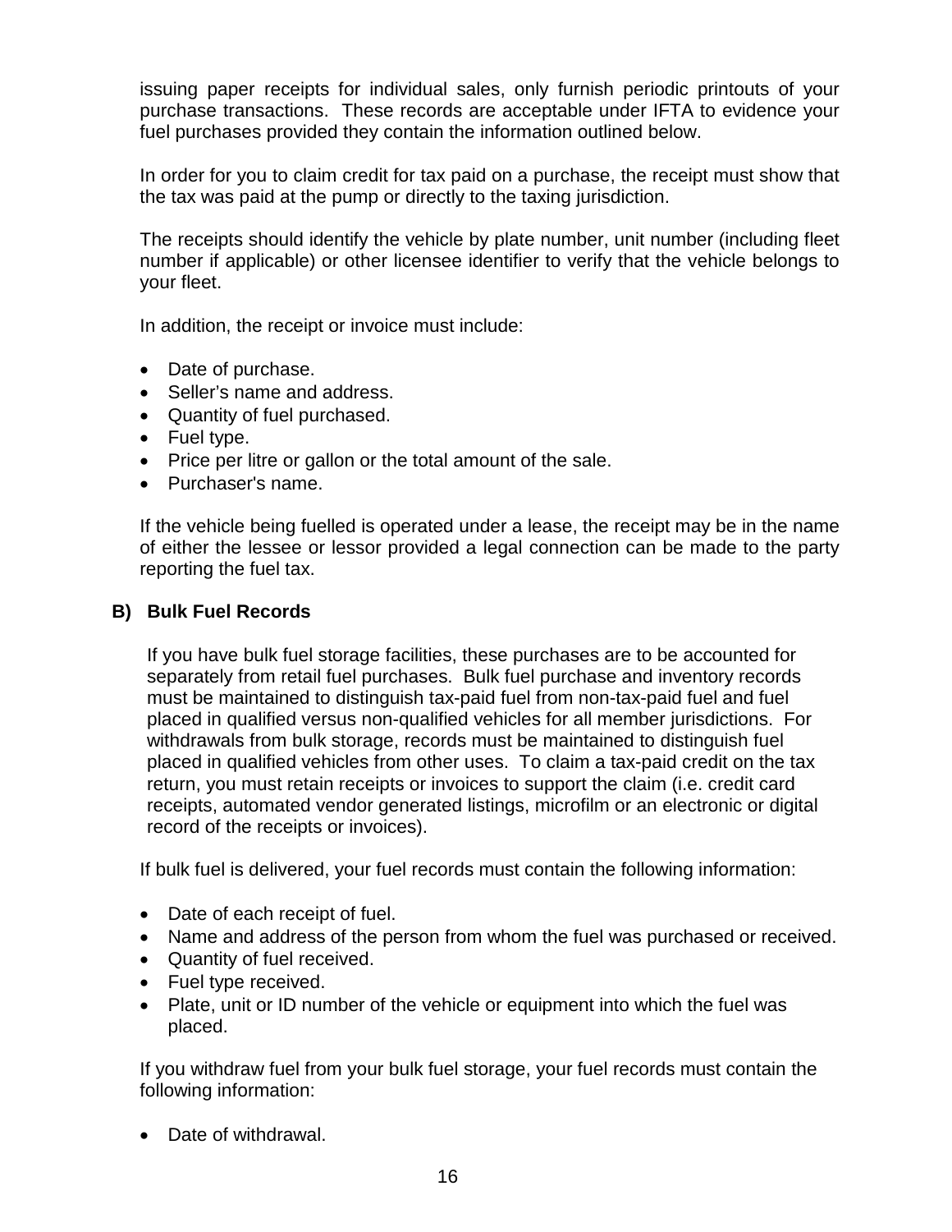issuing paper receipts for individual sales, only furnish periodic printouts of your purchase transactions. These records are acceptable under IFTA to evidence your fuel purchases provided they contain the information outlined below.

In order for you to claim credit for tax paid on a purchase, the receipt must show that the tax was paid at the pump or directly to the taxing jurisdiction.

The receipts should identify the vehicle by plate number, unit number (including fleet number if applicable) or other licensee identifier to verify that the vehicle belongs to your fleet.

In addition, the receipt or invoice must include:

- Date of purchase.
- Seller's name and address.
- Quantity of fuel purchased.
- Fuel type.
- Price per litre or gallon or the total amount of the sale.
- Purchaser's name.

If the vehicle being fuelled is operated under a lease, the receipt may be in the name of either the lessee or lessor provided a legal connection can be made to the party reporting the fuel tax.

### B) Bulk Fuel Records

If you have bulk fuel storage facilities, these purchases are to be accounted for separately from retail fuel purchases. Bulk fuel purchase and inventory records must be maintained to distinguish tax-paid fuel from non-tax-paid fuel and fuel placed in qualified versus non-qualified vehicles for all member jurisdictions. For withdrawals from bulk storage, records must be maintained to distinguish fuel placed in qualified vehicles from other uses. To claim a tax-paid credit on the tax return, you must retain receipts or invoices to support the claim (i.e. credit card receipts, automated vendor generated listings, microfilm or an electronic or digital record of the receipts or invoices).

If bulk fuel is delivered, your fuel records must contain the following information:

- Date of each receipt of fuel.
- Name and address of the person from whom the fuel was purchased or received.
- Quantity of fuel received.
- Fuel type received.
- Plate, unit or ID number of the vehicle or equipment into which the fuel was placed.

If you withdraw fuel from your bulk fuel storage, your fuel records must contain the following information:

- Date of withdrawal.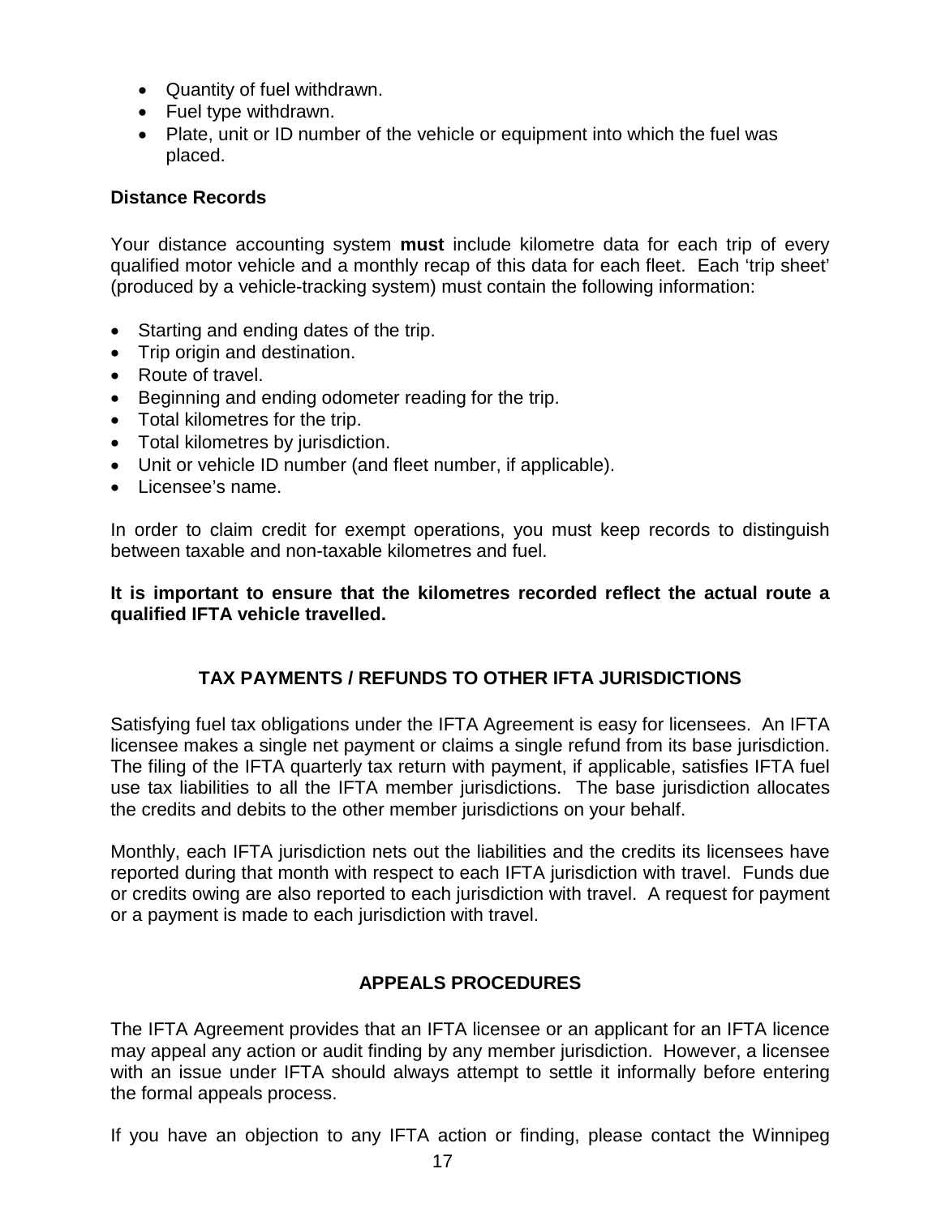- Quantity of fuel withdrawn.
- Fuel type withdrawn.
- Plate, unit or ID number of the vehicle or equipment into which the fuel was placed.

**Distance Records**

Your distance accounting system **must** include kilometre data for each trip of every qualified motor vehicle and a monthly recap of this data for each fleet. Each 'trip sheet' (produced by a vehicle-tracking system) must contain the following information:

- Starting and ending dates of the trip.
- Trip origin and destination.
- Route of travel.
- Beginning and ending odometer reading for the trip.
- Total kilometres for the trip.
- Total kilometres by jurisdiction.
- Unit or vehicle ID number (and fleet number, if applicable).
- Licensee's name.

In order to claim credit for exempt operations, you must keep records to distinguish between taxable and non-taxable kilometres and fuel.

**It is important to ensure that the kilometres recorded reflect the actual route a qualified IFTA vehicle travelled.**

## TAX PAYMENTS / REFUNDS TO OTHER IFTA JURISDICTIONS

Satisfying fuel tax obligations under the IFTA Agreement is easy for licensees. An IFTA licensee makes a single net payment or claims a single refund from its base jurisdiction. The filing of the IFTA quarterly tax return with payment, if applicable, satisfies IFTA fuel use tax liabilities to all the IFTA member jurisdictions. The base jurisdiction allocates the credits and debits to the other member jurisdictions on your behalf.

Monthly, each IFTA jurisdiction nets out the liabilities and the credits its licensees have reported during that month with respect to each IFTA jurisdiction with travel. Funds due or credits owing are also reported to each jurisdiction with travel. A request for payment or a payment is made to each jurisdiction with travel.

## APPEALS PROCEDURES

The IFTA Agreement provides that an IFTA licensee or an applicant for an IFTA licence may appeal any action or audit finding by any member jurisdiction. However, a licensee with an issue under IFTA should always attempt to settle it informally before entering the formal appeals process.

If you have an objection to any IFTA action or finding, please contact the Winnipeg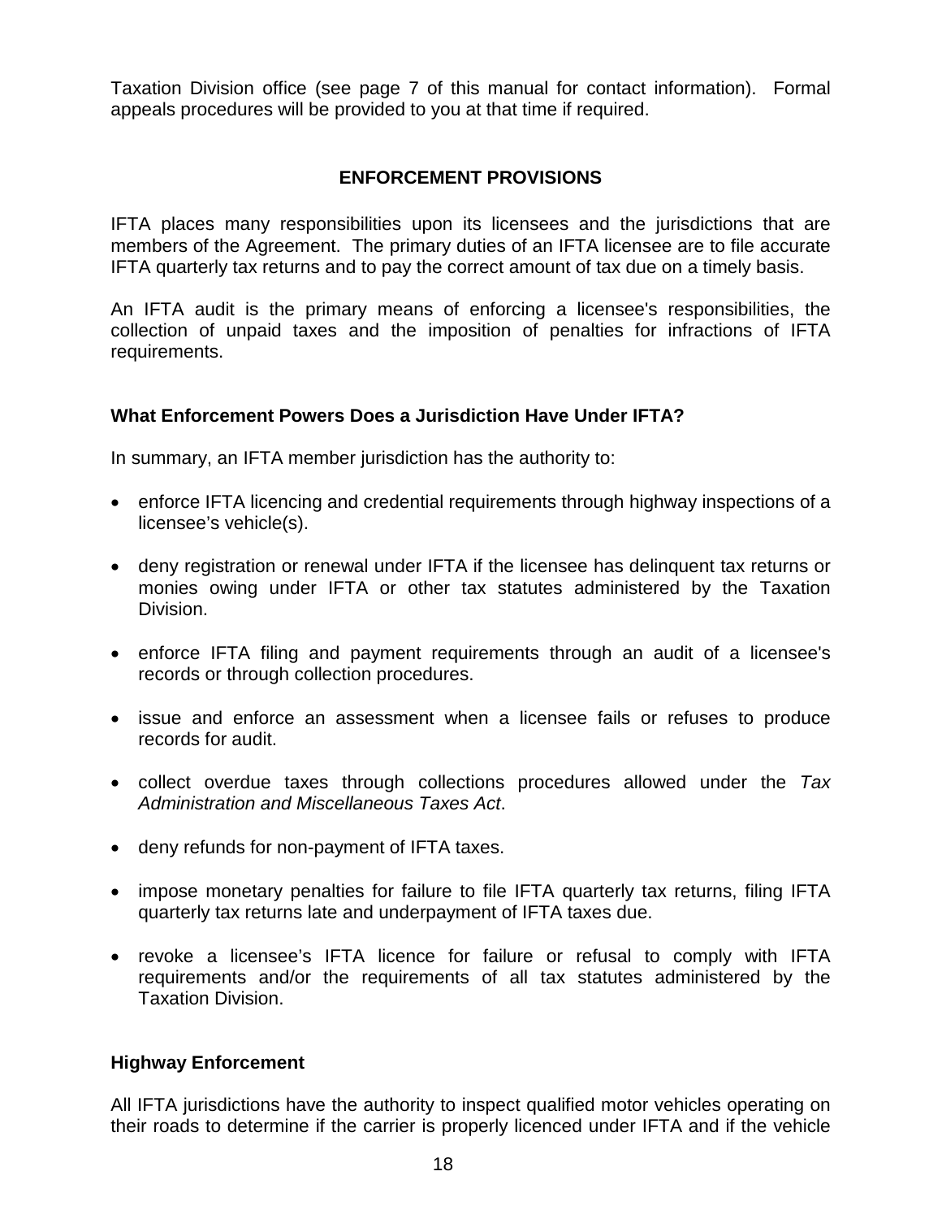Taxation Division office (see page 7 of this manual for contact information). Formal appeals procedures will be provided to you at that time if required.

## ENFORCEMENT PROVISIONS

IFTA places many responsibilities upon its licensees and the jurisdictions that are members of the Agreement. The primary duties of an IFTA licensee are to file accurate IFTA quarterly tax returns and to pay the correct amount of tax due on a timely basis.

An IFTA audit is the primary means of enforcing a licensee's responsibilities, the collection of unpaid taxes and the imposition of penalties for infractions of IFTA requirements.

### What Enforcement Powers Does a Jurisdiction Have Under IFTA?

In summary, an IFTA member jurisdiction has the authority to:

- enforce IFTA licencing and credential requirements through highway inspections of a licensee's vehicle(s).
- deny registration or renewal under IFTA if the licensee has delinquent tax returns or monies owing under IFTA or other tax statutes administered by the Taxation Division.
- enforce IFTA filing and payment requirements through an audit of a licensee's records or through collection procedures.
- issue and enforce an assessment when a licensee fails or refuses to produce records for audit.
- collect overdue taxes through collections procedures allowed under the *Tax Administration and Miscellaneous Taxes Act*.
- deny refunds for non-payment of IFTA taxes.
- impose monetary penalties for failure to file IFTA quarterly tax returns, filing IFTA quarterly tax returns late and underpayment of IFTA taxes due.
- revoke a licensee's IFTA licence for failure or refusal to comply with IFTA requirements and/or the requirements of all tax statutes administered by the Taxation Division.

### Highway Enforcement

All IFTA jurisdictions have the authority to inspect qualified motor vehicles operating on their roads to determine if the carrier is properly licenced under IFTA and if the vehicle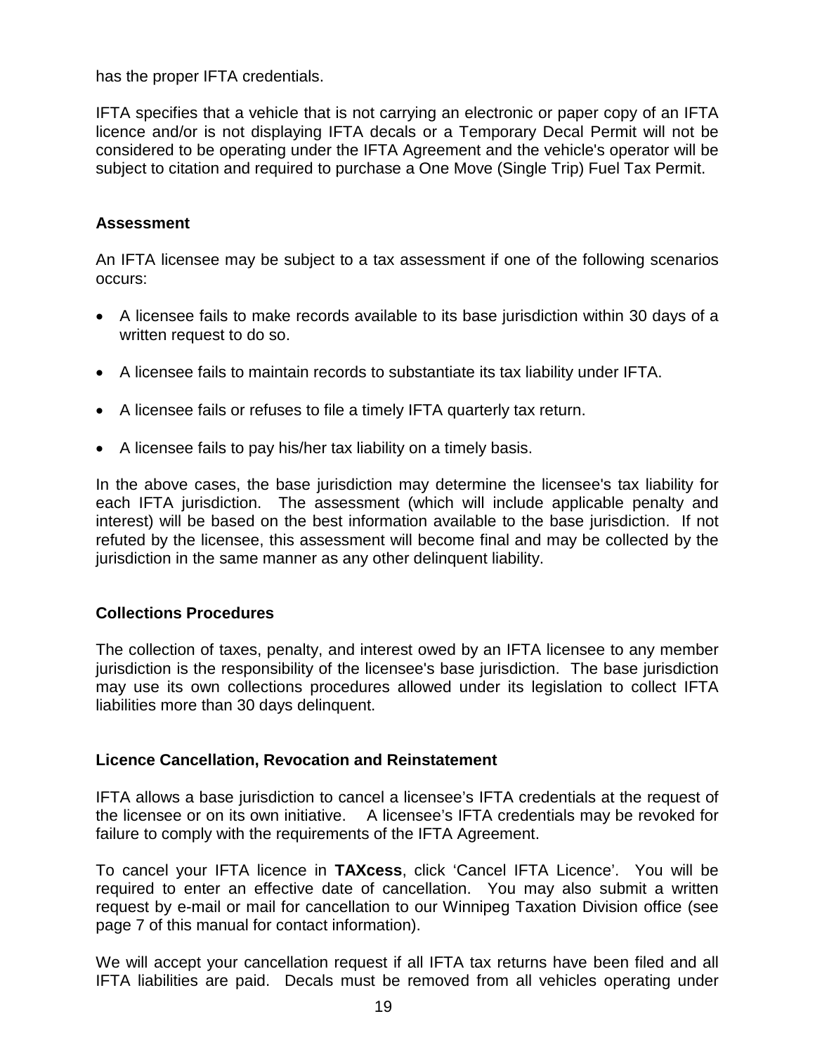has the proper IFTA credentials.

IFTA specifies that a vehicle that is not carrying an electronic or paper copy of an IFTA licence and/or is not displaying IFTA decals or a Temporary Decal Permit will not be considered to be operating under the IFTA Agreement and the vehicle's operator will be subject to citation and required to purchase a One Move (Single Trip) Fuel Tax Permit.

### Assessment

An IFTA licensee may be subject to a tax assessment if one of the following scenarios occurs:

- A licensee fails to make records available to its base jurisdiction within 30 days of a written request to do so.
- A licensee fails to maintain records to substantiate its tax liability under IFTA.
- A licensee fails or refuses to file a timely IFTA quarterly tax return.
- A licensee fails to pay his/her tax liability on a timely basis.

In the above cases, the base jurisdiction may determine the licensee's tax liability for each IFTA jurisdiction. The assessment (which will include applicable penalty and interest) will be based on the best information available to the base jurisdiction. If not refuted by the licensee, this assessment will become final and may be collected by the jurisdiction in the same manner as any other delinquent liability.

### Collections Procedures

The collection of taxes, penalty, and interest owed by an IFTA licensee to any member jurisdiction is the responsibility of the licensee's base jurisdiction. The base jurisdiction may use its own collections procedures allowed under its legislation to collect IFTA liabilities more than 30 days delinquent.

### Licence Cancellation, Revocation and Reinstatement

IFTA allows a base jurisdiction to cancel a licensee's IFTA credentials at the request of the licensee or on its own initiative. A licensee's IFTA credentials may be revoked for failure to comply with the requirements of the IFTA Agreement.

To cancel your IFTA licence in **TAXcess**, click 'Cancel IFTA Licence'. You will be required to enter an effective date of cancellation. You may also submit a written request by e-mail or mail for cancellation to our Winnipeg Taxation Division office (see page 7 of this manual for contact information).

We will accept your cancellation request if all IFTA tax returns have been filed and all IFTA liabilities are paid. Decals must be removed from all vehicles operating under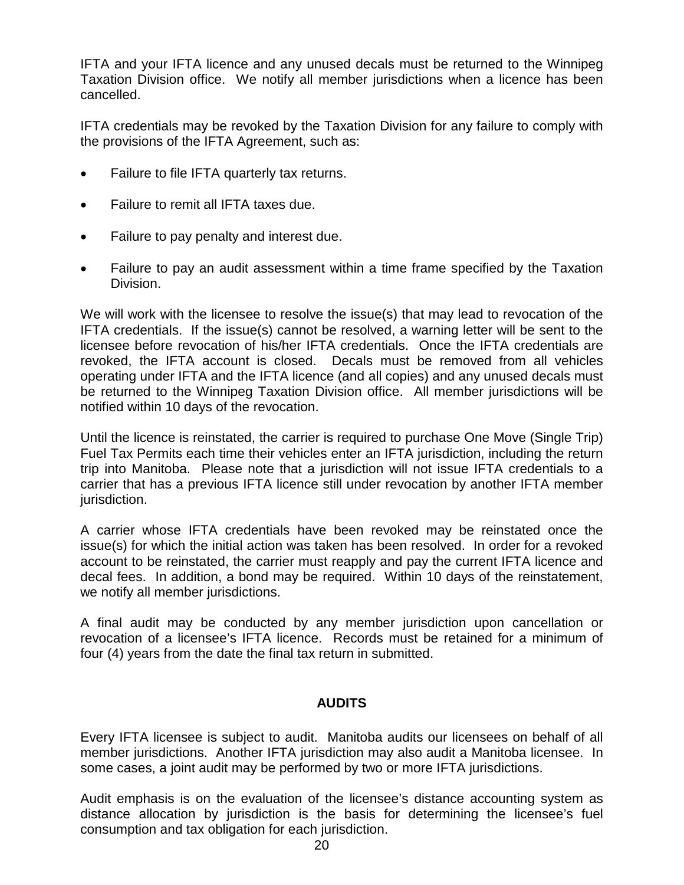IFTA and your IFTA licence and any unused decals must be returned to the Winnipeg Taxation Division office. We notify all member jurisdictions when a licence has been cancelled.

IFTA credentials may be revoked by the Taxation Division for any failure to comply with the provisions of the IFTA Agreement, such as:

- Failure to file IFTA quarterly tax returns.
- Failure to remit all IFTA taxes due.
- Failure to pay penalty and interest due.
- Failure to pay an audit assessment within a time frame specified by the Taxation Division.

We will work with the licensee to resolve the issue(s) that may lead to revocation of the IFTA credentials. If the issue(s) cannot be resolved, a warning letter will be sent to the licensee before revocation of his/her IFTA credentials. Once the IFTA credentials are revoked, the IFTA account is closed. Decals must be removed from all vehicles operating under IFTA and the IFTA licence (and all copies) and any unused decals must be returned to the Winnipeg Taxation Division office. All member jurisdictions will be notified within 10 days of the revocation.

Until the licence is reinstated, the carrier is required to purchase One Move (Single Trip) Fuel Tax Permits each time their vehicles enter an IFTA jurisdiction, including the return trip into Manitoba. Please note that a jurisdiction will not issue IFTA credentials to a carrier that has a previous IFTA licence still under revocation by another IFTA member jurisdiction.

A carrier whose IFTA credentials have been revoked may be reinstated once the issue(s) for which the initial action was taken has been resolved. In order for a revoked account to be reinstated, the carrier must reapply and pay the current IFTA licence and decal fees. In addition, a bond may be required. Within 10 days of the reinstatement, we notify all member jurisdictions.

A final audit may be conducted by any member jurisdiction upon cancellation or revocation of a licensee's IFTA licence. Records must be retained for a minimum of four (4) years from the date the final tax return in submitted.

## AUDITS

Every IFTA licensee is subject to audit. Manitoba audits our licensees on behalf of all member jurisdictions. Another IFTA jurisdiction may also audit a Manitoba licensee. In some cases, a joint audit may be performed by two or more IFTA jurisdictions.

Audit emphasis is on the evaluation of the licensee's distance accounting system as distance allocation by jurisdiction is the basis for determining the licensee's fuel consumption and tax obligation for each jurisdiction.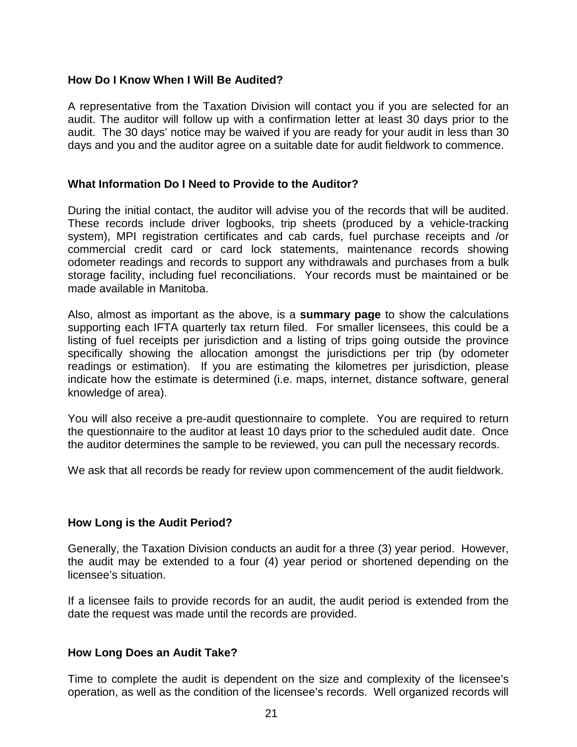### How Do I Know When I Will Be Audited?

A representative from the Taxation Division will contact you if you are selected for an audit. The auditor will follow up with a confirmation letter at least 30 days prior to the audit. The 30 days' notice may be waived if you are ready for your audit in less than 30 days and you and the auditor agree on a suitable date for audit fieldwork to commence.

### What Information Do I Need to Provide to the Auditor?

During the initial contact, the auditor will advise you of the records that will be audited. These records include driver logbooks, trip sheets (produced by a vehicle-tracking system), MPI registration certificates and cab cards, fuel purchase receipts and /or commercial credit card or card lock statements, maintenance records showing odometer readings and records to support any withdrawals and purchases from a bulk storage facility, including fuel reconciliations. Your records must be maintained or be made available in Manitoba.

Also, almost as important as the above, is a **summary page** to show the calculations supporting each IFTA quarterly tax return filed. For smaller licensees, this could be a listing of fuel receipts per jurisdiction and a listing of trips going outside the province specifically showing the allocation amongst the jurisdictions per trip (by odometer readings or estimation). If you are estimating the kilometres per jurisdiction, please indicate how the estimate is determined (i.e. maps, internet, distance software, general knowledge of area).

You will also receive a pre-audit questionnaire to complete. You are required to return the questionnaire to the auditor at least 10 days prior to the scheduled audit date. Once the auditor determines the sample to be reviewed, you can pull the necessary records.

We ask that all records be ready for review upon commencement of the audit fieldwork.

### How Long is the Audit Period?

Generally, the Taxation Division conducts an audit for a three (3) year period. However, the audit may be extended to a four (4) year period or shortened depending on the licensee's situation.

If a licensee fails to provide records for an audit, the audit period is extended from the date the request was made until the records are provided.

### How Long Does an Audit Take?

Time to complete the audit is dependent on the size and complexity of the licensee's operation, as well as the condition of the licensee's records. Well organized records will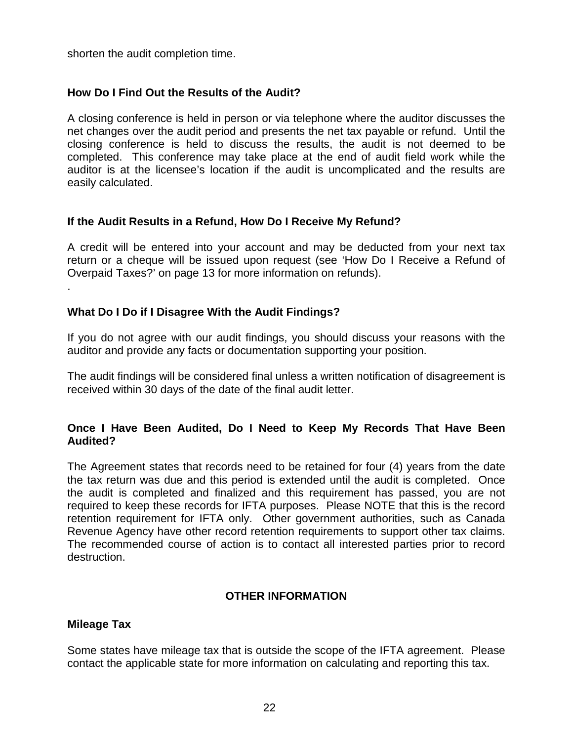shorten the audit completion time.

### How Do I Find Out the Results of the Audit?

A closing conference is held in person or via telephone where the auditor discusses the net changes over the audit period and presents the net tax payable or refund. Until the closing conference is held to discuss the results, the audit is not deemed to be completed. This conference may take place at the end of audit field work while the auditor is at the licensee's location if the audit is uncomplicated and the results are easily calculated.

### If the Audit Results in a Refund, How Do I Receive My Refund?

A credit will be entered into your account and may be deducted from your next tax return or a cheque will be issued upon request (see 'How Do I Receive a Refund of Overpaid Taxes?' on page 13 for more information on refunds).
.

### What Do I Do if I Disagree With the Audit Findings?

If you do not agree with our audit findings, you should discuss your reasons with the auditor and provide any facts or documentation supporting your position.

The audit findings will be considered final unless a written notification of disagreement is received within 30 days of the date of the final audit letter.

### Once I Have Been Audited, Do I Need to Keep My Records That Have Been Audited?

The Agreement states that records need to be retained for four (4) years from the date the tax return was due and this period is extended until the audit is completed. Once the audit is completed and finalized and this requirement has passed, you are not required to keep these records for IFTA purposes. Please NOTE that this is the record retention requirement for IFTA only. Other government authorities, such as Canada Revenue Agency have other record retention requirements to support other tax claims. The recommended course of action is to contact all interested parties prior to record destruction.

## OTHER INFORMATION

### Mileage Tax

Some states have mileage tax that is outside the scope of the IFTA agreement. Please contact the applicable state for more information on calculating and reporting this tax.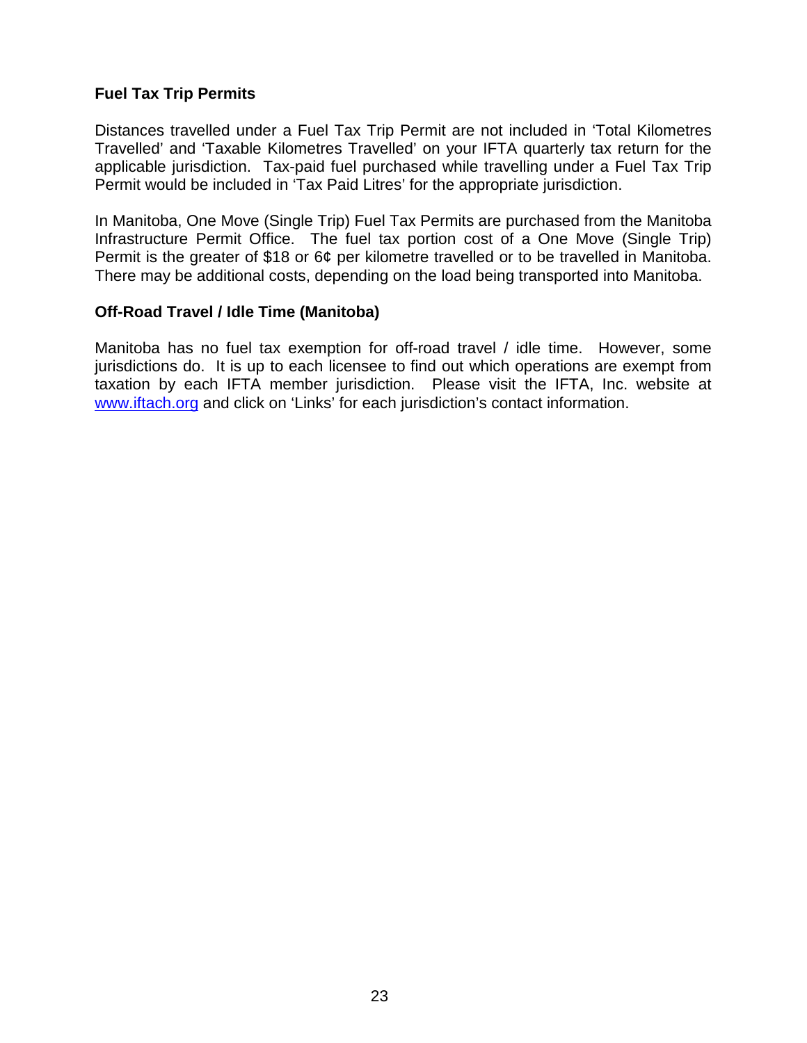### Fuel Tax Trip Permits

Distances travelled under a Fuel Tax Trip Permit are not included in 'Total Kilometres Travelled' and 'Taxable Kilometres Travelled' on your IFTA quarterly tax return for the applicable jurisdiction. Tax-paid fuel purchased while travelling under a Fuel Tax Trip Permit would be included in 'Tax Paid Litres' for the appropriate jurisdiction.

In Manitoba, One Move (Single Trip) Fuel Tax Permits are purchased from the Manitoba Infrastructure Permit Office. The fuel tax portion cost of a One Move (Single Trip) Permit is the greater of $18 or 6¢ per kilometre travelled or to be travelled in Manitoba. There may be additional costs, depending on the load being transported into Manitoba.

### Off-Road Travel / Idle Time (Manitoba)

Manitoba has no fuel tax exemption for off-road travel / idle time. However, some jurisdictions do. It is up to each licensee to find out which operations are exempt from taxation by each IFTA member jurisdiction. Please visit the IFTA, Inc. website at [www.iftach.org](http://www.iftach.org) and click on 'Links' for each jurisdiction's contact information.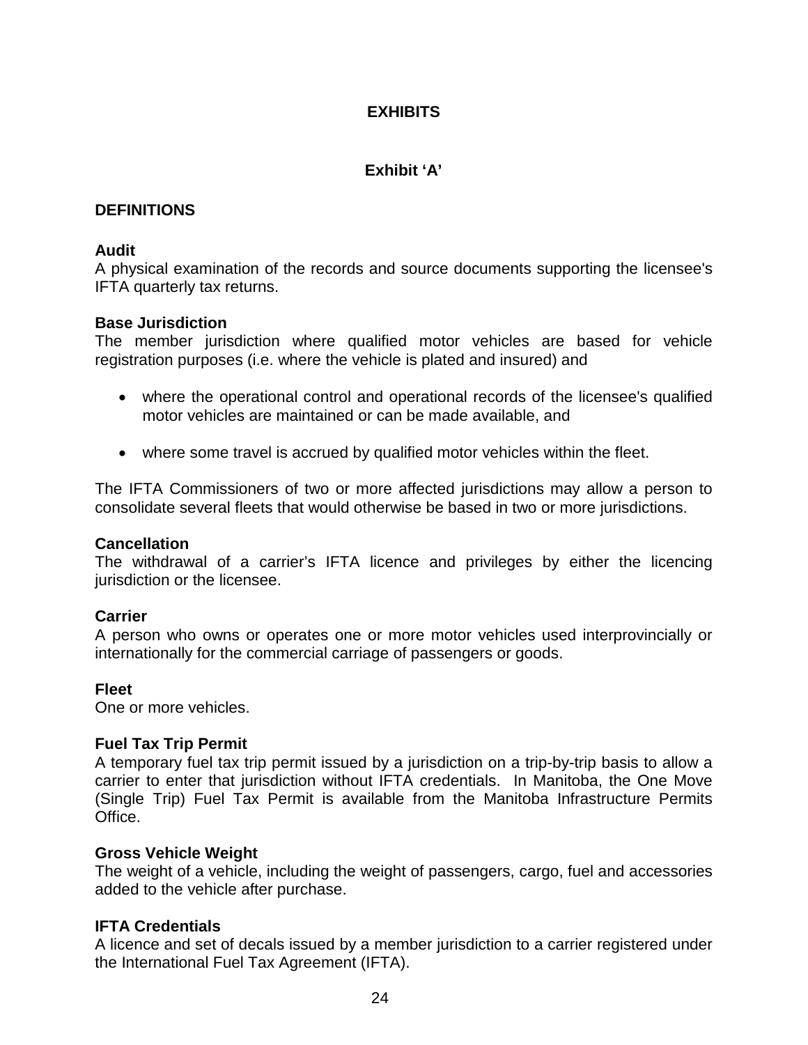# EXHIBITS

## Exhibit 'A'

### DEFINITIONS

**Audit**
A physical examination of the records and source documents supporting the licensee's IFTA quarterly tax returns.

**Base Jurisdiction**
The member jurisdiction where qualified motor vehicles are based for vehicle registration purposes (i.e. where the vehicle is plated and insured) and

- where the operational control and operational records of the licensee's qualified motor vehicles are maintained or can be made available, and
- where some travel is accrued by qualified motor vehicles within the fleet.

The IFTA Commissioners of two or more affected jurisdictions may allow a person to consolidate several fleets that would otherwise be based in two or more jurisdictions.

**Cancellation**
The withdrawal of a carrier's IFTA licence and privileges by either the licencing jurisdiction or the licensee.

**Carrier**
A person who owns or operates one or more motor vehicles used interprovincially or internationally for the commercial carriage of passengers or goods.

**Fleet**
One or more vehicles.

**Fuel Tax Trip Permit**
A temporary fuel tax trip permit issued by a jurisdiction on a trip-by-trip basis to allow a carrier to enter that jurisdiction without IFTA credentials. In Manitoba, the One Move (Single Trip) Fuel Tax Permit is available from the Manitoba Infrastructure Permits Office.

**Gross Vehicle Weight**
The weight of a vehicle, including the weight of passengers, cargo, fuel and accessories added to the vehicle after purchase.

**IFTA Credentials**
A licence and set of decals issued by a member jurisdiction to a carrier registered under the International Fuel Tax Agreement (IFTA).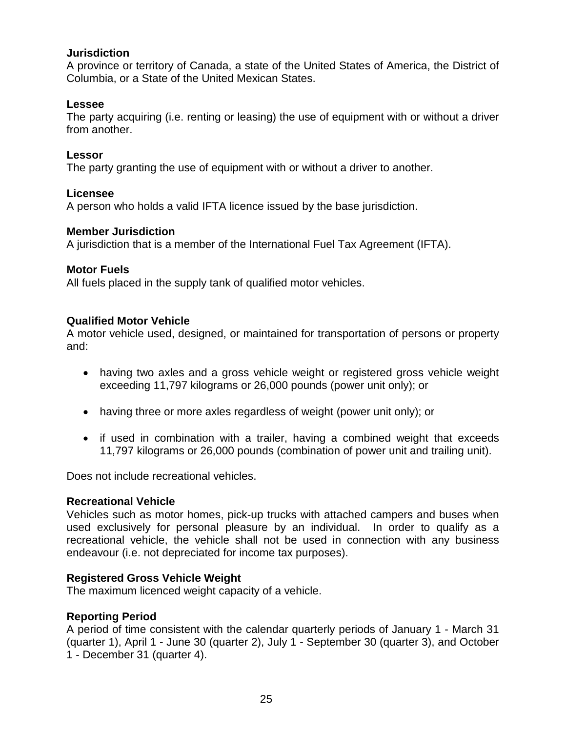**Jurisdiction**
A province or territory of Canada, a state of the United States of America, the District of Columbia, or a State of the United Mexican States.

**Lessee**
The party acquiring (i.e. renting or leasing) the use of equipment with or without a driver from another.

**Lessor**
The party granting the use of equipment with or without a driver to another.

**Licensee**
A person who holds a valid IFTA licence issued by the base jurisdiction.

**Member Jurisdiction**
A jurisdiction that is a member of the International Fuel Tax Agreement (IFTA).

**Motor Fuels**
All fuels placed in the supply tank of qualified motor vehicles.

**Qualified Motor Vehicle**
A motor vehicle used, designed, or maintained for transportation of persons or property and:

- having two axles and a gross vehicle weight or registered gross vehicle weight exceeding 11,797 kilograms or 26,000 pounds (power unit only); or
- having three or more axles regardless of weight (power unit only); or
- if used in combination with a trailer, having a combined weight that exceeds 11,797 kilograms or 26,000 pounds (combination of power unit and trailing unit).

Does not include recreational vehicles.

**Recreational Vehicle**
Vehicles such as motor homes, pick-up trucks with attached campers and buses when used exclusively for personal pleasure by an individual. In order to qualify as a recreational vehicle, the vehicle shall not be used in connection with any business endeavour (i.e. not depreciated for income tax purposes).

**Registered Gross Vehicle Weight**
The maximum licenced weight capacity of a vehicle.

**Reporting Period**
A period of time consistent with the calendar quarterly periods of January 1 - March 31 (quarter 1), April 1 - June 30 (quarter 2), July 1 - September 30 (quarter 3), and October 1 - December 31 (quarter 4).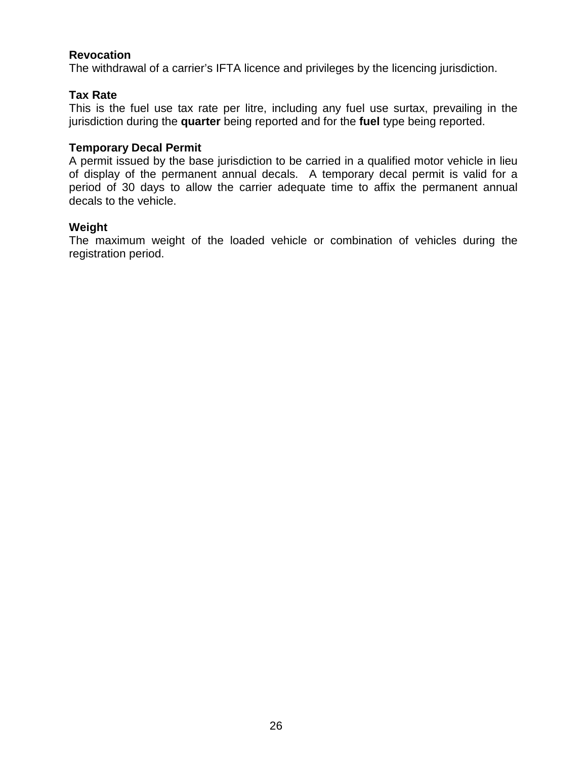**Revocation**
The withdrawal of a carrier's IFTA licence and privileges by the licencing jurisdiction.

**Tax Rate**
This is the fuel use tax rate per litre, including any fuel use surtax, prevailing in the jurisdiction during the **quarter** being reported and for the **fuel** type being reported.

**Temporary Decal Permit**
A permit issued by the base jurisdiction to be carried in a qualified motor vehicle in lieu of display of the permanent annual decals. A temporary decal permit is valid for a period of 30 days to allow the carrier adequate time to affix the permanent annual decals to the vehicle.

**Weight**
The maximum weight of the loaded vehicle or combination of vehicles during the registration period.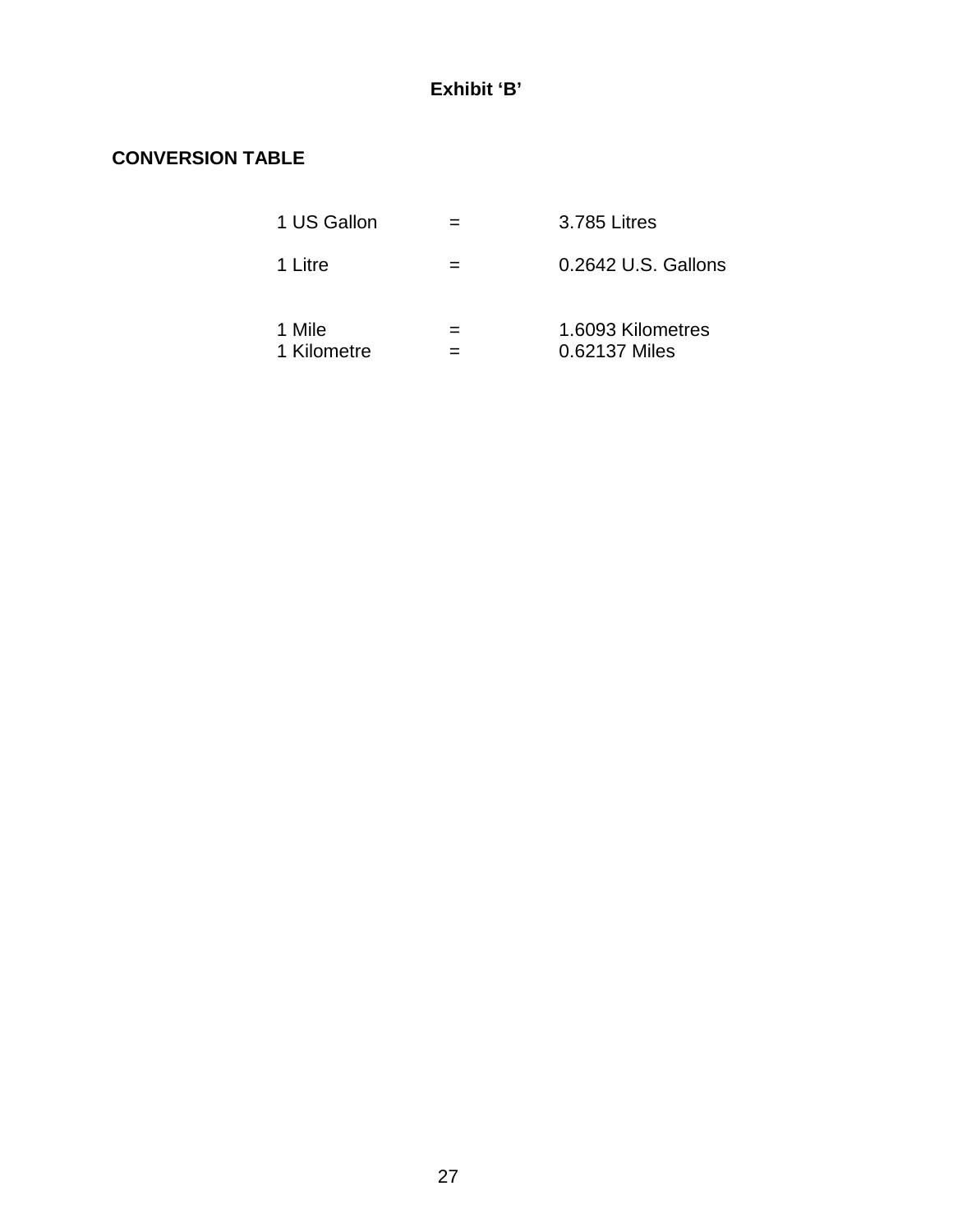**Exhibit 'B'**

## CONVERSION TABLE

| | | |
|---|---|---|
| 1 US Gallon | = | 3.785 Litres |
| 1 Litre | = | 0.2642 U.S. Gallons |
| 1 Mile | = | 1.6093 Kilometres |
| 1 Kilometre | = | 0.62137 Miles |